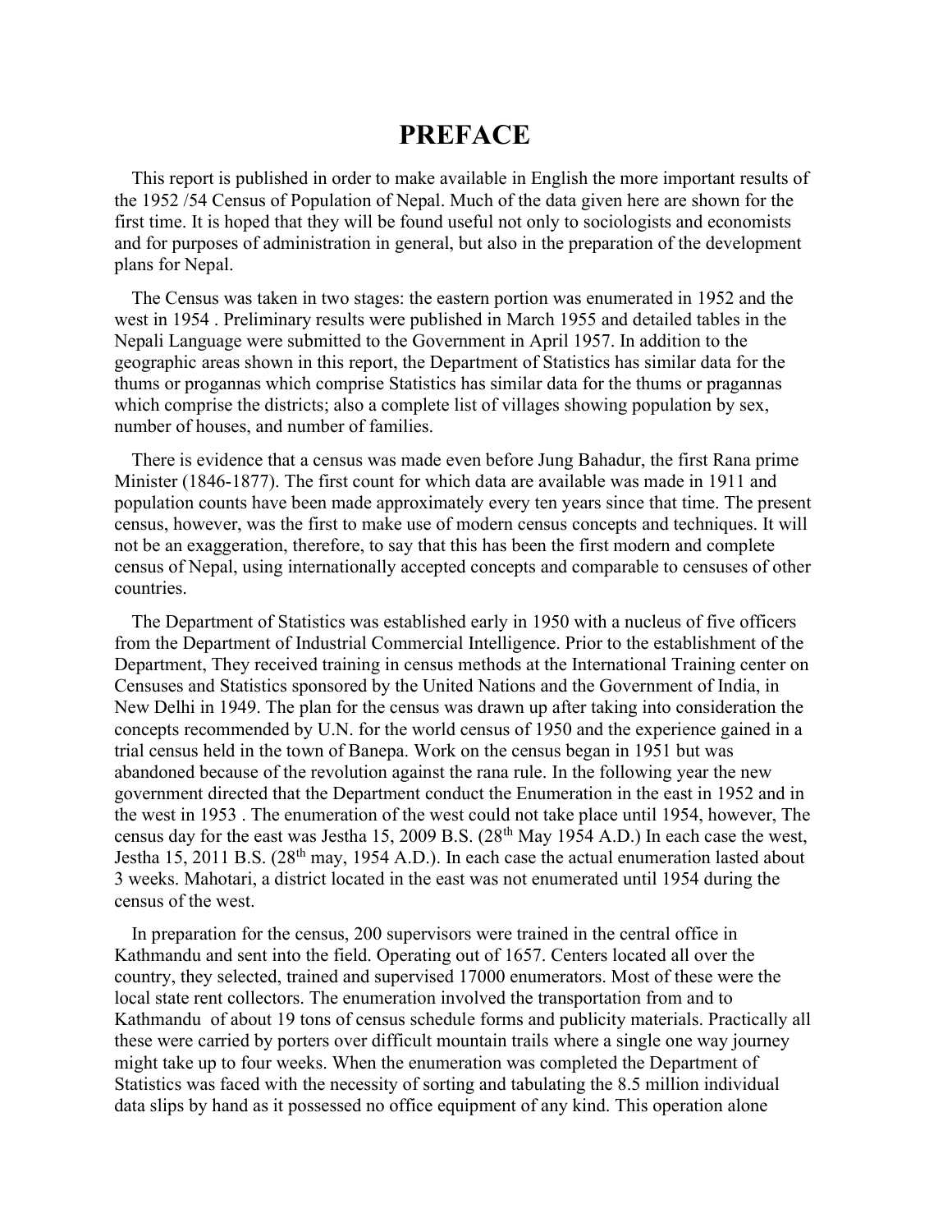# PREFACE

This report is published in order to make available in English the more important results of the 1952 /54 Census of Population of Nepal. Much of the data given here are shown for the first time. It is hoped that they will be found useful not only to sociologists and economists and for purposes of administration in general, but also in the preparation of the development plans for Nepal.

The Census was taken in two stages: the eastern portion was enumerated in 1952 and the west in 1954 . Preliminary results were published in March 1955 and detailed tables in the Nepali Language were submitted to the Government in April 1957. In addition to the geographic areas shown in this report, the Department of Statistics has similar data for the thums or proganntas which comprise Statistics has similar data for the thums or pragannas which comprise the districts; also a complete list of villages showing population by sex, number of houses, and number of families.

There is evidence that a census was made even before Jung Bahadur, the first Rana prime Minister (1846-1877). The first count for which data are available was made in 1911 and population counts have been made approximately every ten years since that time. The present census, however, was the first to make use of modern census concepts and techniques. It will not be an exaggeration, therefore, to say that this has been the first modern and complete census of Nepal, using internationally accepted concepts and comparable to censuses of other countries.

The Department of Statistics was established early in 1950 with a nucleus of five officers from the Department of Industrial Commercial Intelligence. Prior to the establishment of the Department, They received training in census methods at the International Training center on Censuses and Statistics sponsored by the United Nations and the Government of India, in New Delhi in 1949. The plan for the census was drawn up after taking into consideration the concepts recommended by U.N. for the world census of 1950 and the experience gained in a trial census held in the town of Banepa. Work on the census began in 1951 but was abandoned because of the revolution against the rana rule. In the following year the new government directed that the Department conduct the Enumeration in the east in 1952 and in the west in 1953 . The enumeration of the west could not take place until 1954, however, The census day for the east was Jestha 15, 2009 B.S. (28th May 1954 A.D.) In each case the west, Jestha 15, 2011 B.S. (28th may, 1954 A.D.). In each case the actual enumeration lasted about 3 weeks. Mahotari, a district located in the east was not enumerated until 1954 during the census of the west.

In preparation for the census, 200 supervisors were trained in the central office in Kathmandu and sent into the field. Operating out of 1657. Centers located all over the country, they selected, trained and supervised 17000 enumerators. Most of these were the local state rent collectors. The enumeration involved the transportation from and to Kathmandu of about 19 tons of census schedule forms and publicity materials. Practically all these were carried by porters over difficult mountain trails where a single one way journey might take up to four weeks. When the enumeration was completed the Department of Statistics was faced with the necessity of sorting and tabulating the 8.5 million individual data slips by hand as it possessed no office equipment of any kind. This operation alone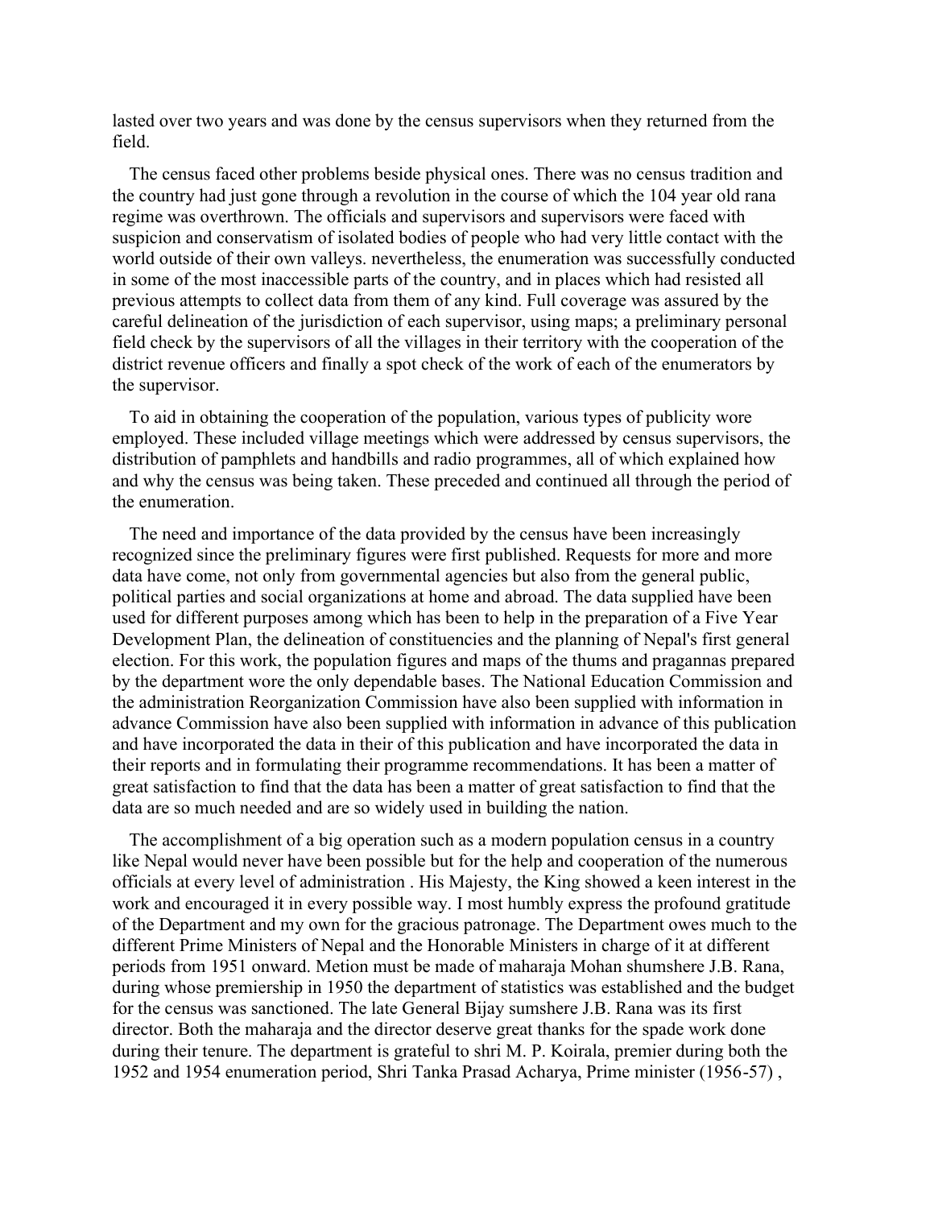lasted over two years and was done by the census supervisors when they returned from the field.

The census faced other problems beside physical ones. There was no census tradition and the country had just gone through a revolution in the course of which the 104 year old rana regime was overthrown. The officials and supervisors and supervisors were faced with suspicion and conservatism of isolated bodies of people who had very little contact with the world outside of their own valleys. nevertheless, the enumeration was successfully conducted in some of the most inaccessible parts of the country, and in places which had resisted all previous attempts to collect data from them of any kind. Full coverage was assured by the careful delineation of the jurisdiction of each supervisor, using maps; a preliminary personal field check by the supervisors of all the villages in their territory with the cooperation of the district revenue officers and finally a spot check of the work of each of the enumerators by the supervisor.

To aid in obtaining the cooperation of the population, various types of publicity wore employed. These included village meetings which were addressed by census supervisors, the distribution of pamphlets and handbills and radio programmes, all of which explained how and why the census was being taken. These preceded and continued all through the period of the enumeration.

The need and importance of the data provided by the census have been increasingly recognized since the preliminary figures were first published. Requests for more and more data have come, not only from governmental agencies but also from the general public, political parties and social organizations at home and abroad. The data supplied have been used for different purposes among which has been to help in the preparation of a Five Year Development Plan, the delineation of constituencies and the planning of Nepal's first general election. For this work, the population figures and maps of the thums and pragannas prepared by the department wore the only dependable bases. The National Education Commission and the administration Reorganization Commission have also been supplied with information in advance Commission have also been supplied with information in advance of this publication and have incorporated the data in their of this publication and have incorporated the data in their reports and in formulating their programme recommendations. It has been a matter of great satisfaction to find that the data has been a matter of great satisfaction to find that the data are so much needed and are so widely used in building the nation.

The accomplishment of a big operation such as a modern population census in a country like Nepal would never have been possible but for the help and cooperation of the numerous officials at every level of administration . His Majesty, the King showed a keen interest in the work and encouraged it in every possible way. I most humbly express the profound gratitude of the Department and my own for the gracious patronage. The Department owes much to the different Prime Ministers of Nepal and the Honorable Ministers in charge of it at different periods from 1951 onward. Metion must be made of maharaja Mohan shumshere J.B. Rana, during whose premiership in 1950 the department of statistics was established and the budget for the census was sanctioned. The late General Bijay sumshere J.B. Rana was its first director. Both the maharaja and the director deserve great thanks for the spade work done during their tenure. The department is grateful to shri M. P. Koirala, premier during both the 1952 and 1954 enumeration period, Shri Tanka Prasad Acharya, Prime minister (1956-57) ,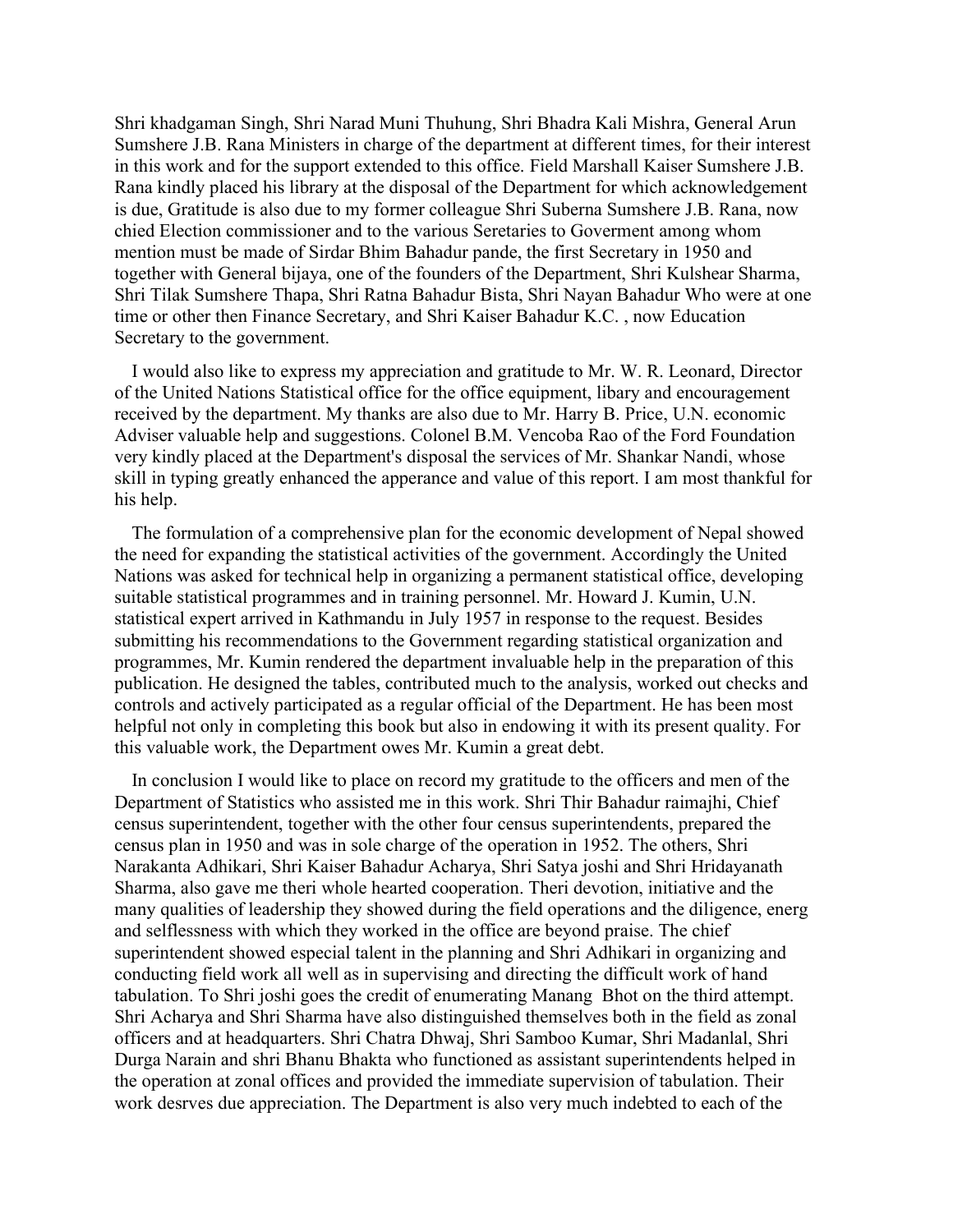Shri khadgaman Singh, Shri Narad Muni Thuhung, Shri Bhadra Kali Mishra, General Arun Sumshere J.B. Rana Ministers in charge of the department at different times, for their interest in this work and for the support extended to this office. Field Marshall Kaiser Sumshere J.B. Rana kindly placed his library at the disposal of the Department for which acknowledgement is due, Gratitude is also due to my former colleague Shri Suberna Sumshere J.B. Rana, now chied Election commissioner and to the various Seretaries to Goverment among whom mention must be made of Sirdar Bhim Bahadur pande, the first Secretary in 1950 and together with General bijaya, one of the founders of the Department, Shri Kulshear Sharma, Shri Tilak Sumshere Thapa, Shri Ratna Bahadur Bista, Shri Nayan Bahadur Who were at one time or other then Finance Secretary, and Shri Kaiser Bahadur K.C. , now Education Secretary to the government.

I would also like to express my appreciation and gratitude to Mr. W. R. Leonard, Director of the United Nations Statistical office for the office equipment, libary and encouragement received by the department. My thanks are also due to Mr. Harry B. Price, U.N. economic Adviser valuable help and suggestions. Colonel B.M. Vencoba Rao of the Ford Foundation very kindly placed at the Department's disposal the services of Mr. Shankar Nandi, whose skill in typing greatly enhanced the apperance and value of this report. I am most thankful for his help.

The formulation of a comprehensive plan for the economic development of Nepal showed the need for expanding the statistical activities of the government. Accordingly the United Nations was asked for technical help in organizing a permanent statistical office, developing suitable statistical programmes and in training personnel. Mr. Howard J. Kumin, U.N. statistical expert arrived in Kathmandu in July 1957 in response to the request. Besides submitting his recommendations to the Government regarding statistical organization and programmes, Mr. Kumin rendered the department invaluable help in the preparation of this publication. He designed the tables, contributed much to the analysis, worked out checks and controls and actively participated as a regular official of the Department. He has been most helpful not only in completing this book but also in endowing it with its present quality. For this valuable work, the Department owes Mr. Kumin a great debt.

In conclusion I would like to place on record my gratitude to the officers and men of the Department of Statistics who assisted me in this work. Shri Thir Bahadur raimajhi, Chief census superintendent, together with the other four census superintendents, prepared the census plan in 1950 and was in sole charge of the operation in 1952. The others, Shri Narakanta Adhikari, Shri Kaiser Bahadur Acharya, Shri Satya joshi and Shri Hridayanath Sharma, also gave me theri whole hearted cooperation. Theri devotion, initiative and the many qualities of leadership they showed during the field operations and the diligence, energ and selflessness with which they worked in the office are beyond praise. The chief superintendent showed especial talent in the planning and Shri Adhikari in organizing and conducting field work all well as in supervising and directing the difficult work of hand tabulation. To Shri joshi goes the credit of enumerating Manang Bhot on the third attempt. Shri Acharya and Shri Sharma have also distinguished themselves both in the field as zonal officers and at headquarters. Shri Chatra Dhwaj, Shri Samboo Kumar, Shri Madanlal, Shri Durga Narain and shri Bhanu Bhakta who functioned as assistant superintendents helped in the operation at zonal offices and provided the immediate supervision of tabulation. Their work desrves due appreciation. The Department is also very much indebted to each of the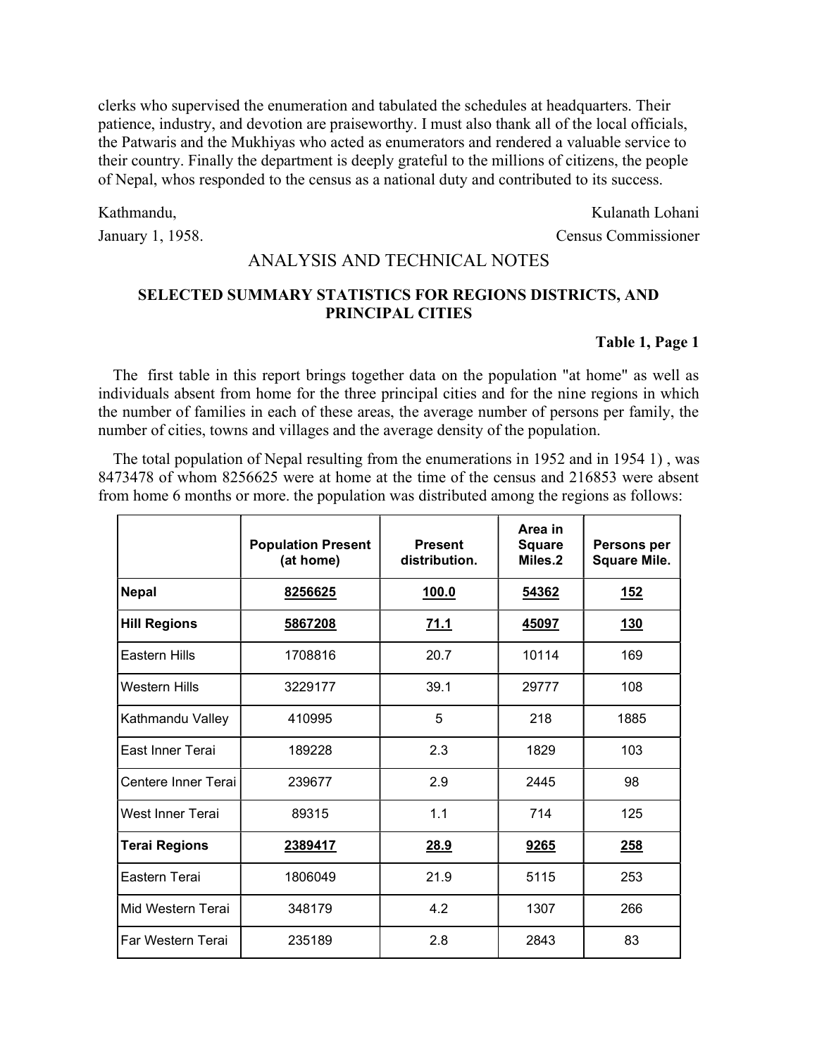clerks who supervised the enumeration and tabulated the schedules at headquarters. Their patience, industry, and devotion are praiseworthy. I must also thank all of the local officials, the Patwaris and the Mukhiyas who acted as enumerators and rendered a valuable service to their country. Finally the department is deeply grateful to the millions of citizens, the people of Nepal, whos responded to the census as a national duty and contributed to its success.

Kathmandu, Kulanath Lohani

January 1, 1958. Census Commissioner

# ANALYSIS AND TECHNICAL NOTES

## SELECTED SUMMARY STATISTICS FOR REGIONS DISTRICTS, AND PRINCIPAL CITIES

**Table 1, Page 1**

The first table in this report brings together data on the population "at home" as well as individuals absent from home for the three principal cities and for the nine regions in which the number of families in each of these areas, the average number of persons per family, the number of cities, towns and villages and the average density of the population.

The total population of Nepal resulting from the enumerations in 1952 and in 1954 1) , was 8473478 of whom 8256625 were at home at the time of the census and 216853 were absent from home 6 months or more. the population was distributed among the regions as follows:

| | Population Present (at home) | Present distribution. | Area in Square Miles.2 | Persons per Square Mile. |
|---|---|---|---|---|
| **Nepal** | **8256625** | **100.0** | **54362** | **152** |
| **Hill Regions** | **5867208** | **71.1** | **45097** | **130** |
| Eastern Hills | 1708816 | 20.7 | 10114 | 169 |
| Western Hills | 3229177 | 39.1 | 29777 | 108 |
| Kathmandu Valley | 410995 | 5 | 218 | 1885 |
| East Inner Terai | 189228 | 2.3 | 1829 | 103 |
| Centere Inner Terai | 239677 | 2.9 | 2445 | 98 |
| West Inner Terai | 89315 | 1.1 | 714 | 125 |
| **Terai Regions** | **2389417** | **28.9** | **9265** | **258** |
| Eastern Terai | 1806049 | 21.9 | 5115 | 253 |
| Mid Western Terai | 348179 | 4.2 | 1307 | 266 |
| Far Western Terai | 235189 | 2.8 | 2843 | 83 |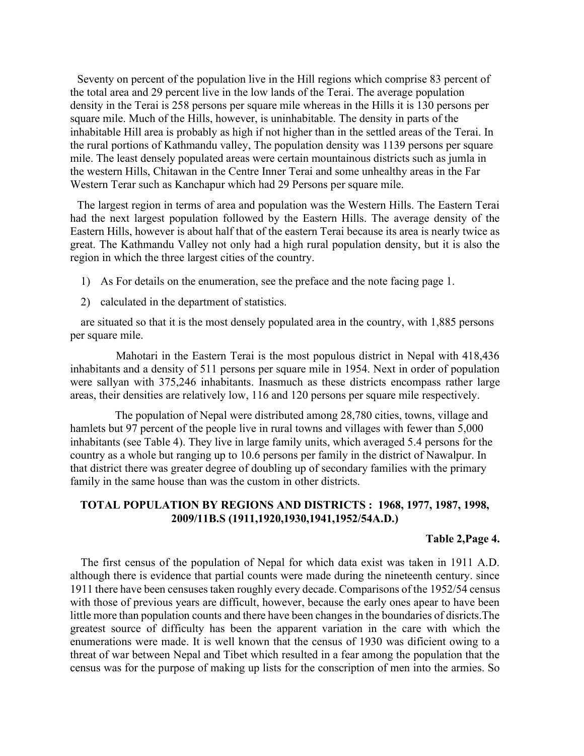Seventy on percent of the population live in the Hill regions which comprise 83 percent of the total area and 29 percent live in the low lands of the Terai. The average population density in the Terai is 258 persons per square mile whereas in the Hills it is 130 persons per square mile. Much of the Hills, however, is uninhabitable. The density in parts of the inhabitable Hill area is probably as high if not higher than in the settled areas of the Terai. In the rural portions of Kathmandu valley, The population density was 1139 persons per square mile. The least densely populated areas were certain mountainous districts such as jumla in the western Hills, Chitawan in the Centre Inner Terai and some unhealthy areas in the Far Western Terar such as Kanchapur which had 29 Persons per square mile.

The largest region in terms of area and population was the Western Hills. The Eastern Terai had the next largest population followed by the Eastern Hills. The average density of the Eastern Hills, however is about half that of the eastern Terai because its area is nearly twice as great. The Kathmandu Valley not only had a high rural population density, but it is also the region in which the three largest cities of the country.

1) As For details on the enumeration, see the preface and the note facing page 1.

2) calculated in the department of statistics.

are situated so that it is the most densely populated area in the country, with 1,885 persons per square mile.

Mahotari in the Eastern Terai is the most populous district in Nepal with 418,436 inhabitants and a density of 511 persons per square mile in 1954. Next in order of population were sallyan with 375,246 inhabitants. Inasmuch as these districts encompass rather large areas, their densities are relatively low, 116 and 120 persons per square mile respectively.

The population of Nepal were distributed among 28,780 cities, towns, village and hamlets but 97 percent of the people live in rural towns and villages with fewer than 5,000 inhabitants (see Table 4). They live in large family units, which averaged 5.4 persons for the country as a whole but ranging up to 10.6 persons per family in the district of Nawalpur. In that district there was greater degree of doubling up of secondary families with the primary family in the same house than was the custom in other districts.

**TOTAL POPULATION BY REGIONS AND DISTRICTS : 1968, 1977, 1987, 1998, 2009/11B.S (1911,1920,1930,1941,1952/54A.D.)**

**Table 2,Page 4.**

The first census of the population of Nepal for which data exist was taken in 1911 A.D. although there is evidence that partial counts were made during the nineteenth century. since 1911 there have been censuses taken roughly every decade. Comparisons of the 1952/54 census with those of previous years are difficult, however, because the early ones apear to have been little more than population counts and there have been changes in the boundaries of disricts.The greatest source of difficulty has been the apparent variation in the care with which the enumerations were made. It is well known that the census of 1930 was dificient owing to a threat of war between Nepal and Tibet which resulted in a fear among the population that the census was for the purpose of making up lists for the conscription of men into the armies. So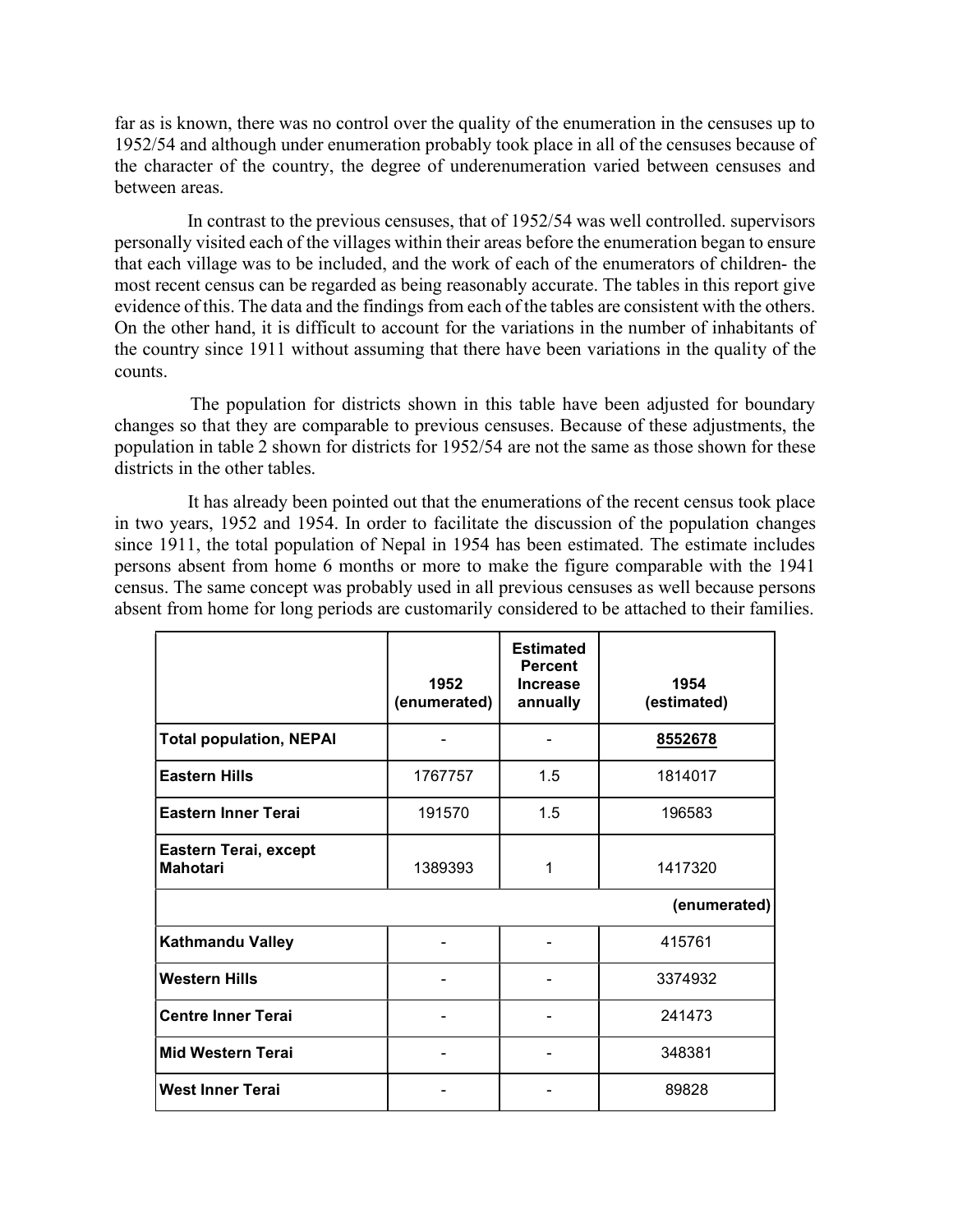far as is known, there was no control over the quality of the enumeration in the censuses up to 1952/54 and although under enumeration probably took place in all of the censuses because of the character of the country, the degree of underenumeration varied between censuses and between areas.

In contrast to the previous censuses, that of 1952/54 was well controlled. supervisors personally visited each of the villages within their areas before the enumeration began to ensure that each village was to be included, and the work of each of the enumerators of children- the most recent census can be regarded as being reasonably accurate. The tables in this report give evidence of this. The data and the findings from each of the tables are consistent with the others. On the other hand, it is difficult to account for the variations in the number of inhabitants of the country since 1911 without assuming that there have been variations in the quality of the counts.

The population for districts shown in this table have been adjusted for boundary changes so that they are comparable to previous censuses. Because of these adjustments, the population in table 2 shown for districts for 1952/54 are not the same as those shown for these districts in the other tables.

It has already been pointed out that the enumerations of the recent census took place in two years, 1952 and 1954. In order to facilitate the discussion of the population changes since 1911, the total population of Nepal in 1954 has been estimated. The estimate includes persons absent from home 6 months or more to make the figure comparable with the 1941 census. The same concept was probably used in all previous censuses as well because persons absent from home for long periods are customarily considered to be attached to their families.

| | 1952 (enumerated) | Estimated Percent Increase annually | 1954 (estimated) |
|---|---|---|---|
| **Total population, NEPAl** | - | - | 8552678 |
| **Eastern Hills** | 1767757 | 1.5 | 1814017 |
| **Eastern Inner Terai** | 191570 | 1.5 | 196583 |
| **Eastern Terai, except Mahotari** | 1389393 | 1 | 1417320 |
| | | | **(enumerated)** |
| **Kathmandu Valley** | - | - | 415761 |
| **Western Hills** | - | - | 3374932 |
| **Centre Inner Terai** | - | - | 241473 |
| **Mid Western Terai** | - | - | 348381 |
| **West Inner Terai** | - | - | 89828 |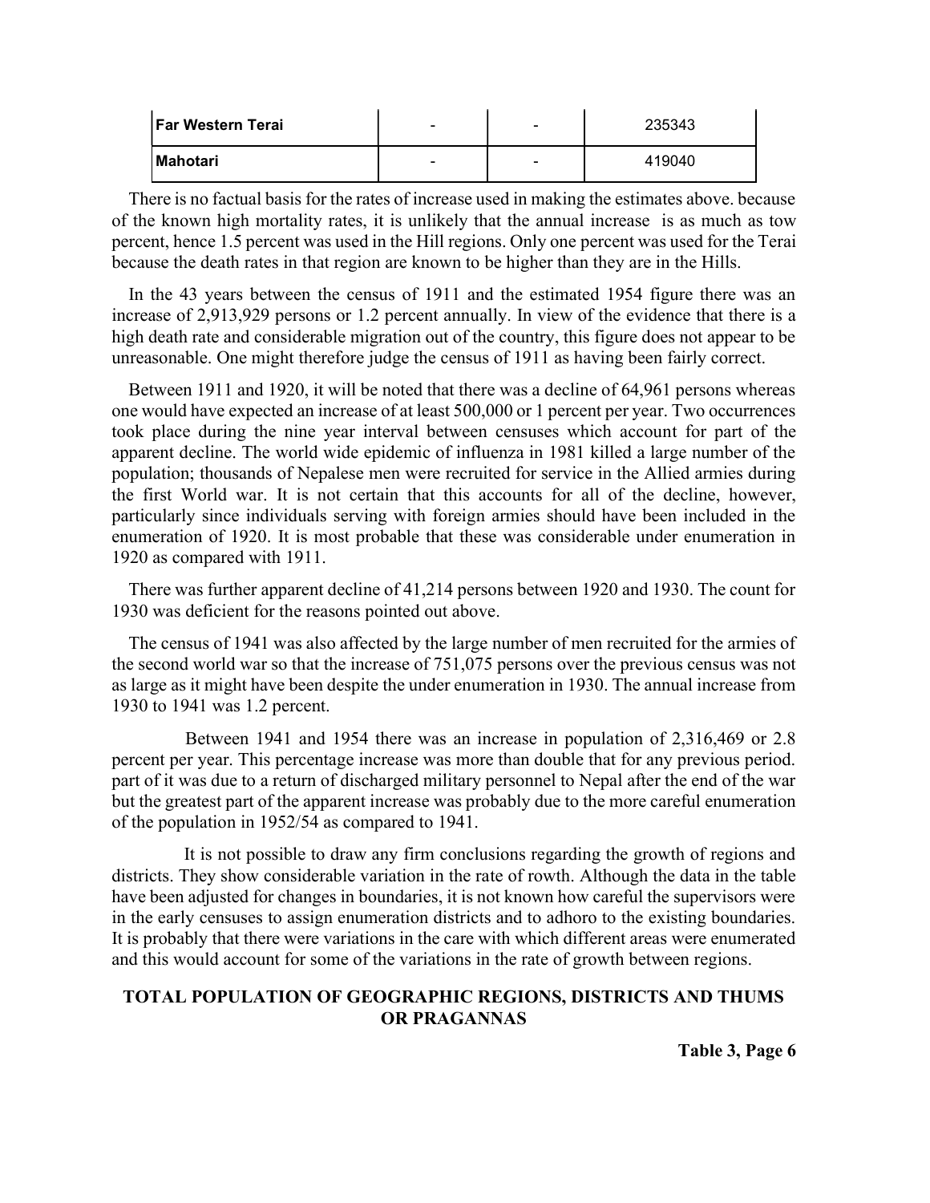| Far Western Terai | - | - | 235343 |
|---|---|---|---|
| Mahotari | - | - | 419040 |

There is no factual basis for the rates of increase used in making the estimates above. because of the known high mortality rates, it is unlikely that the annual increase is as much as tow percent, hence 1.5 percent was used in the Hill regions. Only one percent was used for the Terai because the death rates in that region are known to be higher than they are in the Hills.

In the 43 years between the census of 1911 and the estimated 1954 figure there was an increase of 2,913,929 persons or 1.2 percent annually. In view of the evidence that there is a high death rate and considerable migration out of the country, this figure does not appear to be unreasonable. One might therefore judge the census of 1911 as having been fairly correct.

Between 1911 and 1920, it will be noted that there was a decline of 64,961 persons whereas one would have expected an increase of at least 500,000 or 1 percent per year. Two occurrences took place during the nine year interval between censuses which account for part of the apparent decline. The world wide epidemic of influenza in 1981 killed a large number of the population; thousands of Nepalese men were recruited for service in the Allied armies during the first World war. It is not certain that this accounts for all of the decline, however, particularly since individuals serving with foreign armies should have been included in the enumeration of 1920. It is most probable that these was considerable under enumeration in 1920 as compared with 1911.

There was further apparent decline of 41,214 persons between 1920 and 1930. The count for 1930 was deficient for the reasons pointed out above.

The census of 1941 was also affected by the large number of men recruited for the armies of the second world war so that the increase of 751,075 persons over the previous census was not as large as it might have been despite the under enumeration in 1930. The annual increase from 1930 to 1941 was 1.2 percent.

Between 1941 and 1954 there was an increase in population of 2,316,469 or 2.8 percent per year. This percentage increase was more than double that for any previous period. part of it was due to a return of discharged military personnel to Nepal after the end of the war but the greatest part of the apparent increase was probably due to the more careful enumeration of the population in 1952/54 as compared to 1941.

It is not possible to draw any firm conclusions regarding the growth of regions and districts. They show considerable variation in the rate of rowth. Although the data in the table have been adjusted for changes in boundaries, it is not known how careful the supervisors were in the early censuses to assign enumeration districts and to adhoro to the existing boundaries. It is probably that there were variations in the care with which different areas were enumerated and this would account for some of the variations in the rate of growth between regions.

## TOTAL POPULATION OF GEOGRAPHIC REGIONS, DISTRICTS AND THUMS OR PRAGANNAS

**Table 3, Page 6**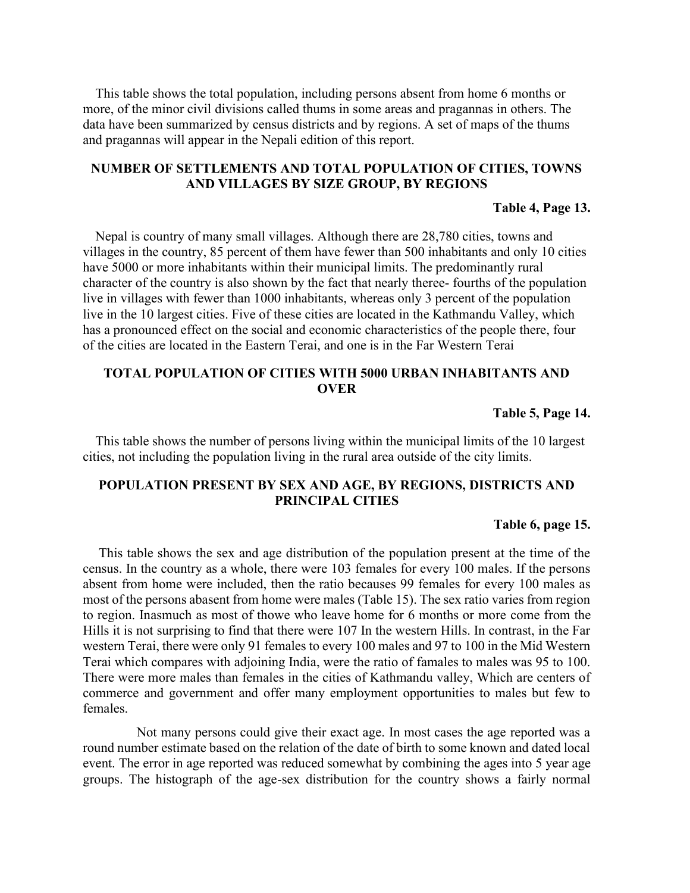This table shows the total population, including persons absent from home 6 months or more, of the minor civil divisions called thums in some areas and pragannas in others. The data have been summarized by census districts and by regions. A set of maps of the thums and pragannas will appear in the Nepali edition of this report.

## NUMBER OF SETTLEMENTS AND TOTAL POPULATION OF CITIES, TOWNS AND VILLAGES BY SIZE GROUP, BY REGIONS

**Table 4, Page 13.**

Nepal is country of many small villages. Although there are 28,780 cities, towns and villages in the country, 85 percent of them have fewer than 500 inhabitants and only 10 cities have 5000 or more inhabitants within their municipal limits. The predominantly rural character of the country is also shown by the fact that nearly theree- fourths of the population live in villages with fewer than 1000 inhabitants, whereas only 3 percent of the population live in the 10 largest cities. Five of these cities are located in the Kathmandu Valley, which has a pronounced effect on the social and economic characteristics of the people there, four of the cities are located in the Eastern Terai, and one is in the Far Western Terai

## TOTAL POPULATION OF CITIES WITH 5000 URBAN INHABITANTS AND OVER

**Table 5, Page 14.**

This table shows the number of persons living within the municipal limits of the 10 largest cities, not including the population living in the rural area outside of the city limits.

## POPULATION PRESENT BY SEX AND AGE, BY REGIONS, DISTRICTS AND PRINCIPAL CITIES

**Table 6, page 15.**

This table shows the sex and age distribution of the population present at the time of the census. In the country as a whole, there were 103 females for every 100 males. If the persons absent from home were included, then the ratio becauses 99 females for every 100 males as most of the persons abasent from home were males (Table 15). The sex ratio varies from region to region. Inasmuch as most of thowe who leave home for 6 months or more come from the Hills it is not surprising to find that there were 107 In the western Hills. In contrast, in the Far western Terai, there were only 91 females to every 100 males and 97 to 100 in the Mid Western Terai which compares with adjoining India, were the ratio of famales to males was 95 to 100. There were more males than females in the cities of Kathmandu valley, Which are centers of commerce and government and offer many employment opportunities to males but few to females.

Not many persons could give their exact age. In most cases the age reported was a round number estimate based on the relation of the date of birth to some known and dated local event. The error in age reported was reduced somewhat by combining the ages into 5 year age groups. The histograph of the age-sex distribution for the country shows a fairly normal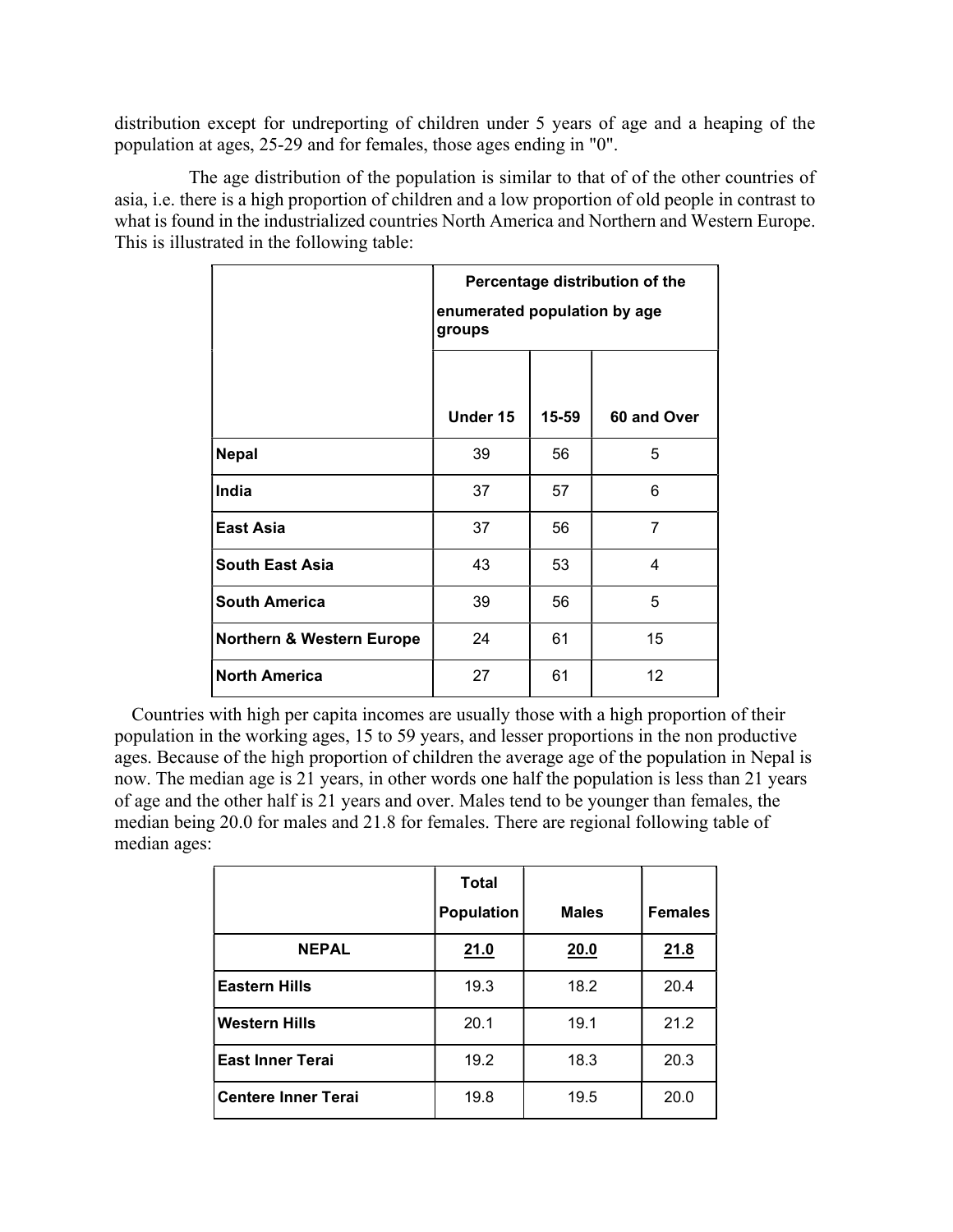distribution except for undreporting of children under 5 years of age and a heaping of the population at ages, 25-29 and for females, those ages ending in "0".

The age distribution of the population is similar to that of of the other countries of asia, i.e. there is a high proportion of children and a low proportion of old people in contrast to what is found in the industrialized countries North America and Northern and Western Europe. This is illustrated in the following table:

| | **Percentage distribution of the enumerated population by age groups** | | |
|---|---|---|---|
| | **Under 15** | **15-59** | **60 and Over** |
| **Nepal** | 39 | 56 | 5 |
| **India** | 37 | 57 | 6 |
| **East Asia** | 37 | 56 | 7 |
| **South East Asia** | 43 | 53 | 4 |
| **South America** | 39 | 56 | 5 |
| **Northern & Western Europe** | 24 | 61 | 15 |
| **North America** | 27 | 61 | 12 |

Countries with high per capita incomes are usually those with a high proportion of their population in the working ages, 15 to 59 years, and lesser proportions in the non productive ages. Because of the high proportion of children the average age of the population in Nepal is now. The median age is 21 years, in other words one half the population is less than 21 years of age and the other half is 21 years and over. Males tend to be younger than females, the median being 20.0 for males and 21.8 for females. There are regional following table of median ages:

| | **Total Population** | **Males** | **Females** |
|---|---|---|---|
| **NEPAL** | **21.0** | **20.0** | **21.8** |
| **Eastern Hills** | 19.3 | 18.2 | 20.4 |
| **Western Hills** | 20.1 | 19.1 | 21.2 |
| **East Inner Terai** | 19.2 | 18.3 | 20.3 |
| **Centere Inner Terai** | 19.8 | 19.5 | 20.0 |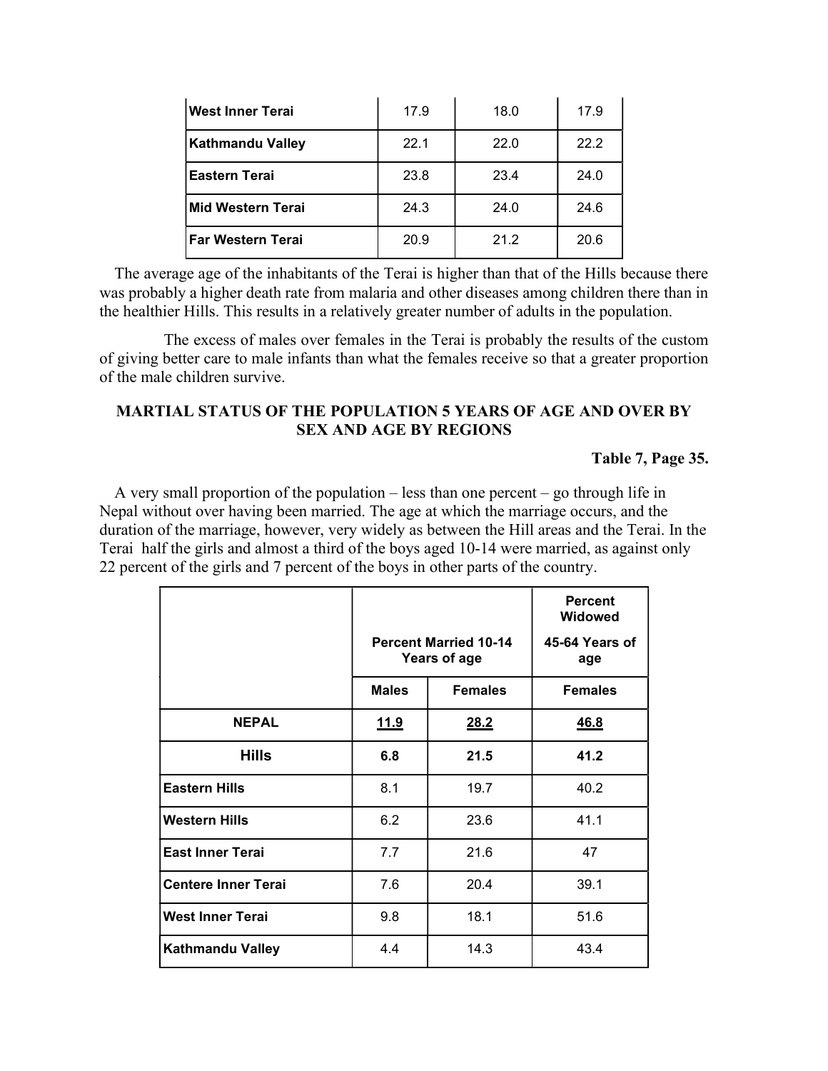| West Inner Terai | 17.9 | 18.0 | 17.9 |
|---|---|---|---|
| Kathmandu Valley | 22.1 | 22.0 | 22.2 |
| Eastern Terai | 23.8 | 23.4 | 24.0 |
| Mid Western Terai | 24.3 | 24.0 | 24.6 |
| Far Western Terai | 20.9 | 21.2 | 20.6 |

The average age of the inhabitants of the Terai is higher than that of the Hills because there was probably a higher death rate from malaria and other diseases among children there than in the healthier Hills. This results in a relatively greater number of adults in the population.

The excess of males over females in the Terai is probably the results of the custom of giving better care to male infants than what the females receive so that a greater proportion of the male children survive.

## MARTIAL STATUS OF THE POPULATION 5 YEARS OF AGE AND OVER BY SEX AND AGE BY REGIONS

**Table 7, Page 35.**

A very small proportion of the population – less than one percent – go through life in Nepal without over having been married. The age at which the marriage occurs, and the duration of the marriage, however, very widely as between the Hill areas and the Terai. In the Terai half the girls and almost a third of the boys aged 10-14 were married, as against only 22 percent of the girls and 7 percent of the boys in other parts of the country.

| | Percent Married 10-14 Years of age | | Percent Widowed 45-64 Years of age |
|---|---|---|---|
| | **Males** | **Females** | **Females** |
| **NEPAL** | **11.9** | **28.2** | **46.8** |
| **Hills** | **6.8** | **21.5** | **41.2** |
| Eastern Hills | 8.1 | 19.7 | 40.2 |
| Western Hills | 6.2 | 23.6 | 41.1 |
| East Inner Terai | 7.7 | 21.6 | 47 |
| Centere Inner Terai | 7.6 | 20.4 | 39.1 |
| West Inner Terai | 9.8 | 18.1 | 51.6 |
| Kathmandu Valley | 4.4 | 14.3 | 43.4 |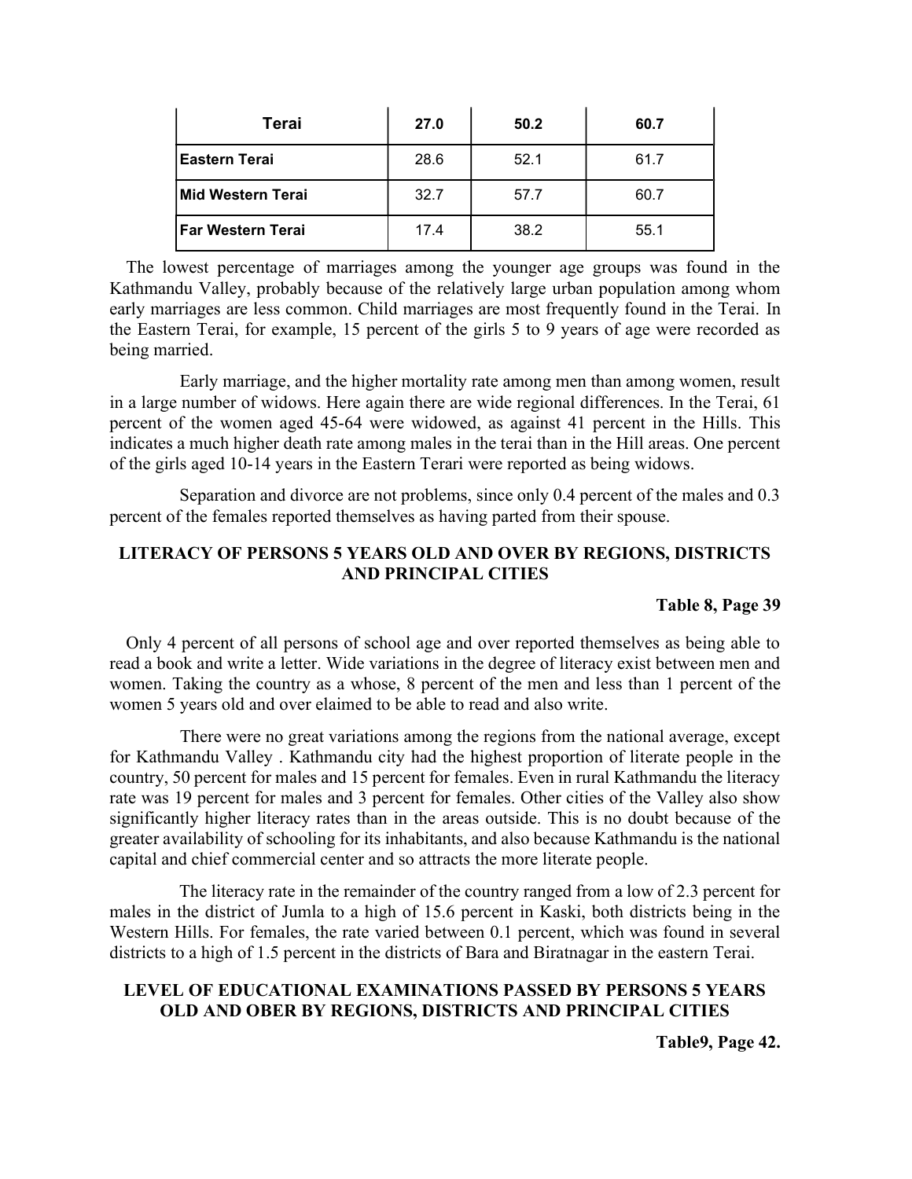| Terai | 27.0 | 50.2 | 60.7 |
|---|---|---|---|
| Eastern Terai | 28.6 | 52.1 | 61.7 |
| Mid Western Terai | 32.7 | 57.7 | 60.7 |
| Far Western Terai | 17.4 | 38.2 | 55.1 |

The lowest percentage of marriages among the younger age groups was found in the Kathmandu Valley, probably because of the relatively large urban population among whom early marriages are less common. Child marriages are most frequently found in the Terai. In the Eastern Terai, for example, 15 percent of the girls 5 to 9 years of age were recorded as being married.

Early marriage, and the higher mortality rate among men than among women, result in a large number of widows. Here again there are wide regional differences. In the Terai, 61 percent of the women aged 45-64 were widowed, as against 41 percent in the Hills. This indicates a much higher death rate among males in the terai than in the Hill areas. One percent of the girls aged 10-14 years in the Eastern Terari were reported as being widows.

Separation and divorce are not problems, since only 0.4 percent of the males and 0.3 percent of the females reported themselves as having parted from their spouse.

## LITERACY OF PERSONS 5 YEARS OLD AND OVER BY REGIONS, DISTRICTS AND PRINCIPAL CITIES

**Table 8, Page 39**

Only 4 percent of all persons of school age and over reported themselves as being able to read a book and write a letter. Wide variations in the degree of literacy exist between men and women. Taking the country as a whose, 8 percent of the men and less than 1 percent of the women 5 years old and over elaimed to be able to read and also write.

There were no great variations among the regions from the national average, except for Kathmandu Valley . Kathmandu city had the highest proportion of literate people in the country, 50 percent for males and 15 percent for females. Even in rural Kathmandu the literacy rate was 19 percent for males and 3 percent for females. Other cities of the Valley also show significantly higher literacy rates than in the areas outside. This is no doubt because of the greater availability of schooling for its inhabitants, and also because Kathmandu is the national capital and chief commercial center and so attracts the more literate people.

The literacy rate in the remainder of the country ranged from a low of 2.3 percent for males in the district of Jumla to a high of 15.6 percent in Kaski, both districts being in the Western Hills. For females, the rate varied between 0.1 percent, which was found in several districts to a high of 1.5 percent in the districts of Bara and Biratnagar in the eastern Terai.

## LEVEL OF EDUCATIONAL EXAMINATIONS PASSED BY PERSONS 5 YEARS OLD AND OBER BY REGIONS, DISTRICTS AND PRINCIPAL CITIES

**Table9, Page 42.**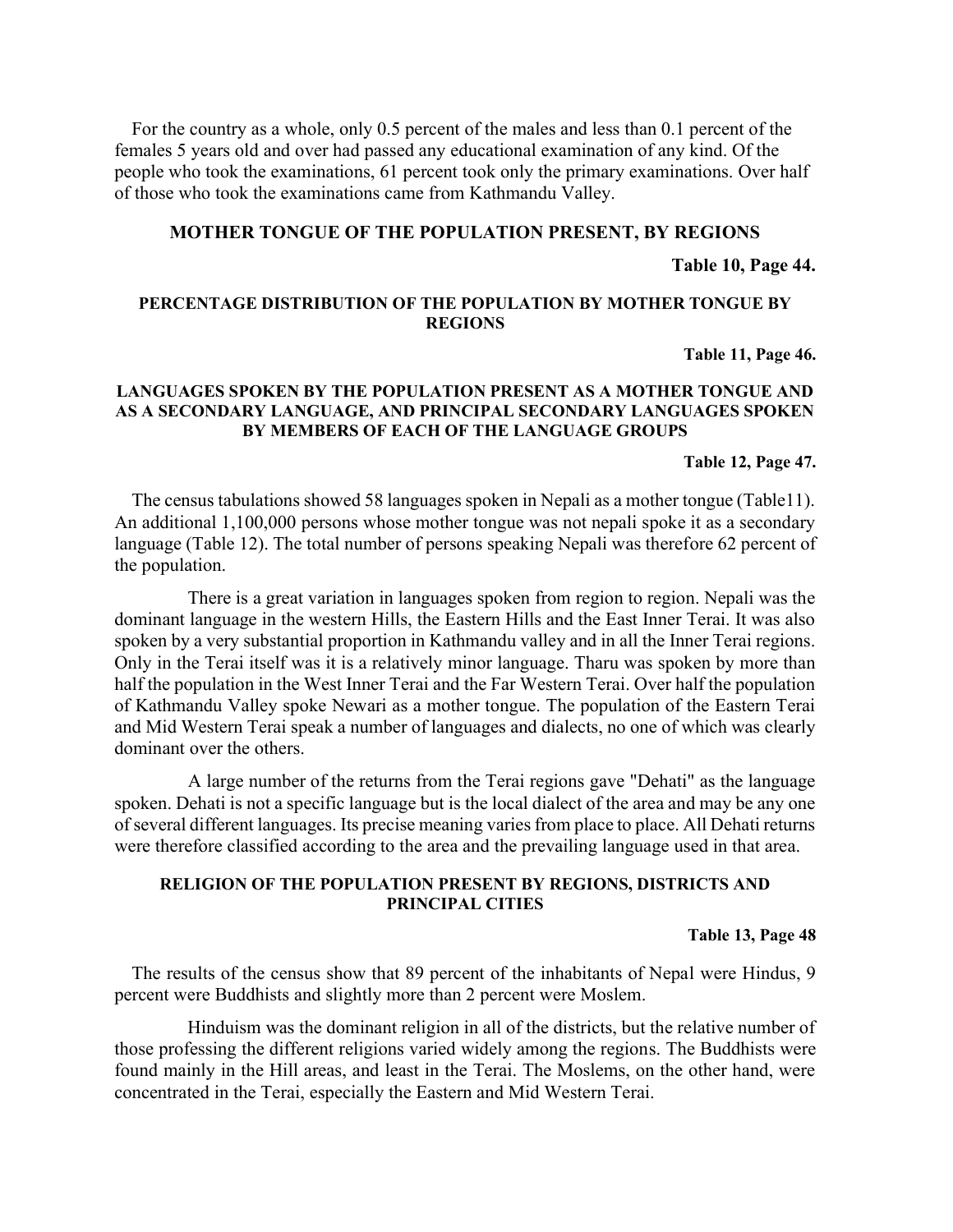For the country as a whole, only 0.5 percent of the males and less than 0.1 percent of the females 5 years old and over had passed any educational examination of any kind. Of the people who took the examinations, 61 percent took only the primary examinations. Over half of those who took the examinations came from Kathmandu Valley.

## MOTHER TONGUE OF THE POPULATION PRESENT, BY REGIONS

**Table 10, Page 44.**

### PERCENTAGE DISTRIBUTION OF THE POPULATION BY MOTHER TONGUE BY REGIONS

**Table 11, Page 46.**

### LANGUAGES SPOKEN BY THE POPULATION PRESENT AS A MOTHER TONGUE AND AS A SECONDARY LANGUAGE, AND PRINCIPAL SECONDARY LANGUAGES SPOKEN BY MEMBERS OF EACH OF THE LANGUAGE GROUPS

**Table 12, Page 47.**

The census tabulations showed 58 languages spoken in Nepali as a mother tongue (Table11). An additional 1,100,000 persons whose mother tongue was not nepali spoke it as a secondary language (Table 12). The total number of persons speaking Nepali was therefore 62 percent of the population.

There is a great variation in languages spoken from region to region. Nepali was the dominant language in the western Hills, the Eastern Hills and the East Inner Terai. It was also spoken by a very substantial proportion in Kathmandu valley and in all the Inner Terai regions. Only in the Terai itself was it is a relatively minor language. Tharu was spoken by more than half the population in the West Inner Terai and the Far Western Terai. Over half the population of Kathmandu Valley spoke Newari as a mother tongue. The population of the Eastern Terai and Mid Western Terai speak a number of languages and dialects, no one of which was clearly dominant over the others.

A large number of the returns from the Terai regions gave "Dehati" as the language spoken. Dehati is not a specific language but is the local dialect of the area and may be any one of several different languages. Its precise meaning varies from place to place. All Dehati returns were therefore classified according to the area and the prevailing language used in that area.

### RELIGION OF THE POPULATION PRESENT BY REGIONS, DISTRICTS AND PRINCIPAL CITIES

**Table 13, Page 48**

The results of the census show that 89 percent of the inhabitants of Nepal were Hindus, 9 percent were Buddhists and slightly more than 2 percent were Moslem.

Hinduism was the dominant religion in all of the districts, but the relative number of those professing the different religions varied widely among the regions. The Buddhists were found mainly in the Hill areas, and least in the Terai. The Moslems, on the other hand, were concentrated in the Terai, especially the Eastern and Mid Western Terai.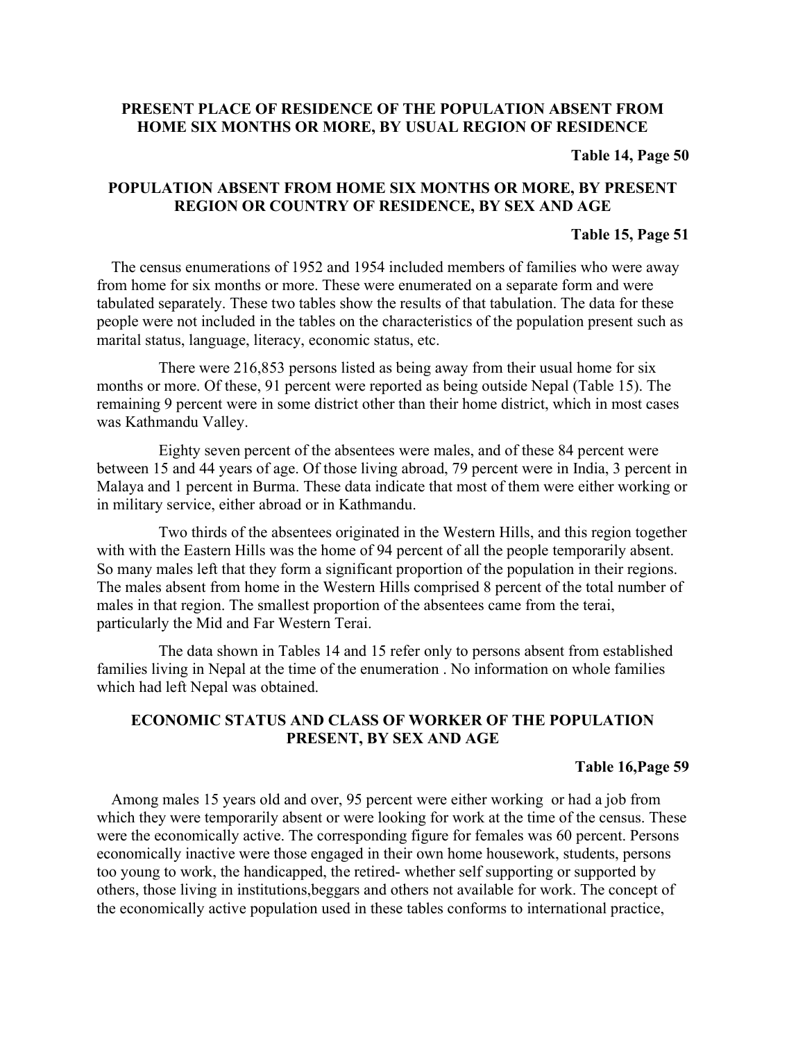## PRESENT PLACE OF RESIDENCE OF THE POPULATION ABSENT FROM HOME SIX MONTHS OR MORE, BY USUAL REGION OF RESIDENCE

**Table 14, Page 50**

## POPULATION ABSENT FROM HOME SIX MONTHS OR MORE, BY PRESENT REGION OR COUNTRY OF RESIDENCE, BY SEX AND AGE

**Table 15, Page 51**

The census enumerations of 1952 and 1954 included members of families who were away from home for six months or more. These were enumerated on a separate form and were tabulated separately. These two tables show the results of that tabulation. The data for these people were not included in the tables on the characteristics of the population present such as marital status, language, literacy, economic status, etc.

There were 216,853 persons listed as being away from their usual home for six months or more. Of these, 91 percent were reported as being outside Nepal (Table 15). The remaining 9 percent were in some district other than their home district, which in most cases was Kathmandu Valley.

Eighty seven percent of the absentees were males, and of these 84 percent were between 15 and 44 years of age. Of those living abroad, 79 percent were in India, 3 percent in Malaya and 1 percent in Burma. These data indicate that most of them were either working or in military service, either abroad or in Kathmandu.

Two thirds of the absentees originated in the Western Hills, and this region together with with the Eastern Hills was the home of 94 percent of all the people temporarily absent. So many males left that they form a significant proportion of the population in their regions. The males absent from home in the Western Hills comprised 8 percent of the total number of males in that region. The smallest proportion of the absentees came from the terai, particularly the Mid and Far Western Terai.

The data shown in Tables 14 and 15 refer only to persons absent from established families living in Nepal at the time of the enumeration . No information on whole families which had left Nepal was obtained.

## ECONOMIC STATUS AND CLASS OF WORKER OF THE POPULATION PRESENT, BY SEX AND AGE

**Table 16,Page 59**

Among males 15 years old and over, 95 percent were either working or had a job from which they were temporarily absent or were looking for work at the time of the census. These were the economically active. The corresponding figure for females was 60 percent. Persons economically inactive were those engaged in their own home housework, students, persons too young to work, the handicapped, the retired- whether self supporting or supported by others, those living in institutions,beggars and others not available for work. The concept of the economically active population used in these tables conforms to international practice,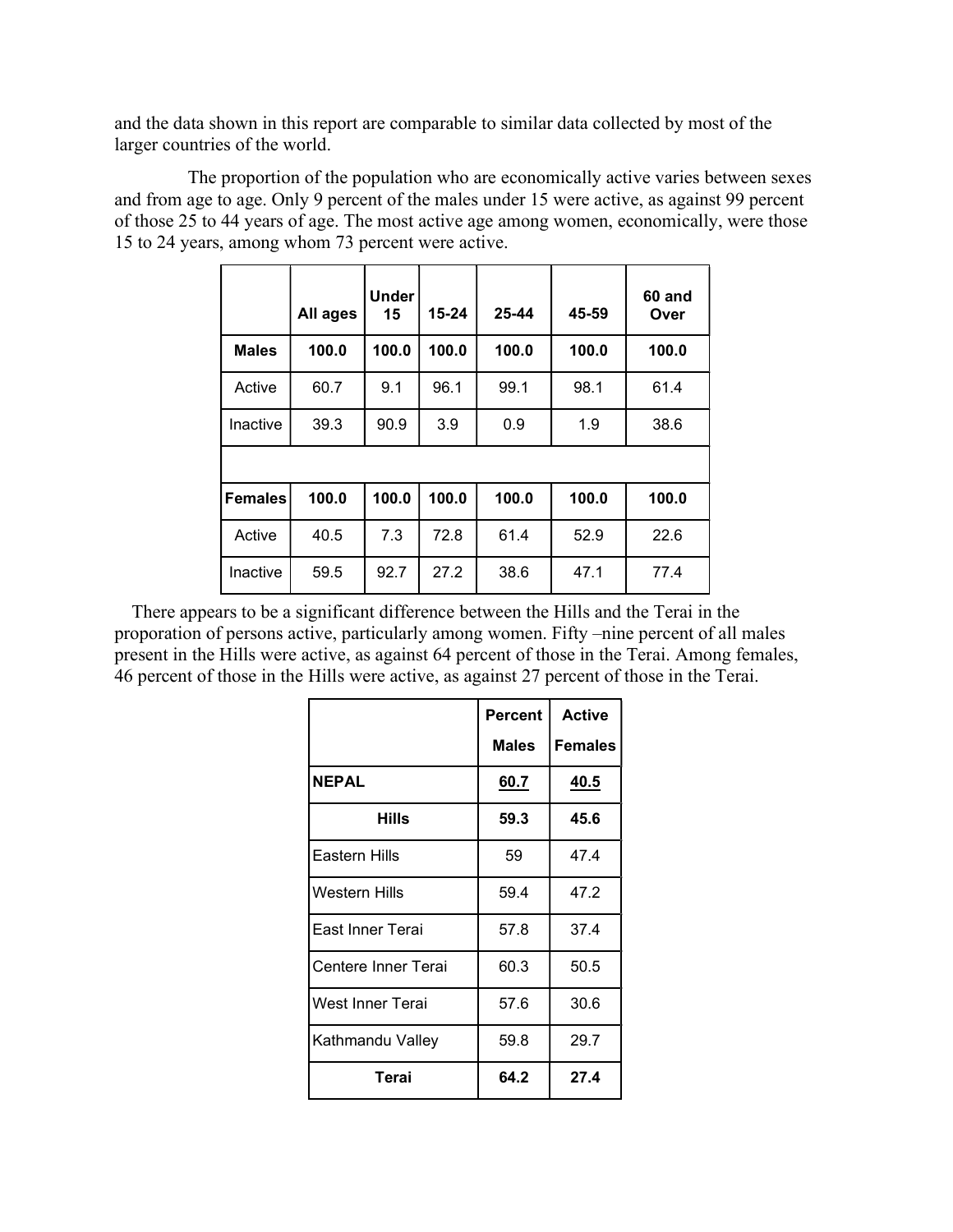and the data shown in this report are comparable to similar data collected by most of the larger countries of the world.

The proportion of the population who are economically active varies between sexes and from age to age. Only 9 percent of the males under 15 were active, as against 99 percent of those 25 to 44 years of age. The most active age among women, economically, were those 15 to 24 years, among whom 73 percent were active.

| | All ages | Under 15 | 15-24 | 25-44 | 45-59 | 60 and Over |
|---|---|---|---|---|---|---|
| **Males** | **100.0** | **100.0** | **100.0** | **100.0** | **100.0** | **100.0** |
| Active | 60.7 | 9.1 | 96.1 | 99.1 | 98.1 | 61.4 |
| Inactive | 39.3 | 90.9 | 3.9 | 0.9 | 1.9 | 38.6 |
| | | | | | | |
| **Females** | **100.0** | **100.0** | **100.0** | **100.0** | **100.0** | **100.0** |
| Active | 40.5 | 7.3 | 72.8 | 61.4 | 52.9 | 22.6 |
| Inactive | 59.5 | 92.7 | 27.2 | 38.6 | 47.1 | 77.4 |

There appears to be a significant difference between the Hills and the Terai in the proporation of persons active, particularly among women. Fifty –nine percent of all males present in the Hills were active, as against 64 percent of those in the Terai. Among females, 46 percent of those in the Hills were active, as against 27 percent of those in the Terai.

| | Percent Males | Active Females |
|---|---|---|
| **NEPAL** | **60.7** | **40.5** |
| **Hills** | **59.3** | **45.6** |
| Eastern Hills | 59 | 47.4 |
| Western Hills | 59.4 | 47.2 |
| East Inner Terai | 57.8 | 37.4 |
| Centere Inner Terai | 60.3 | 50.5 |
| West Inner Terai | 57.6 | 30.6 |
| Kathmandu Valley | 59.8 | 29.7 |
| **Terai** | **64.2** | **27.4** |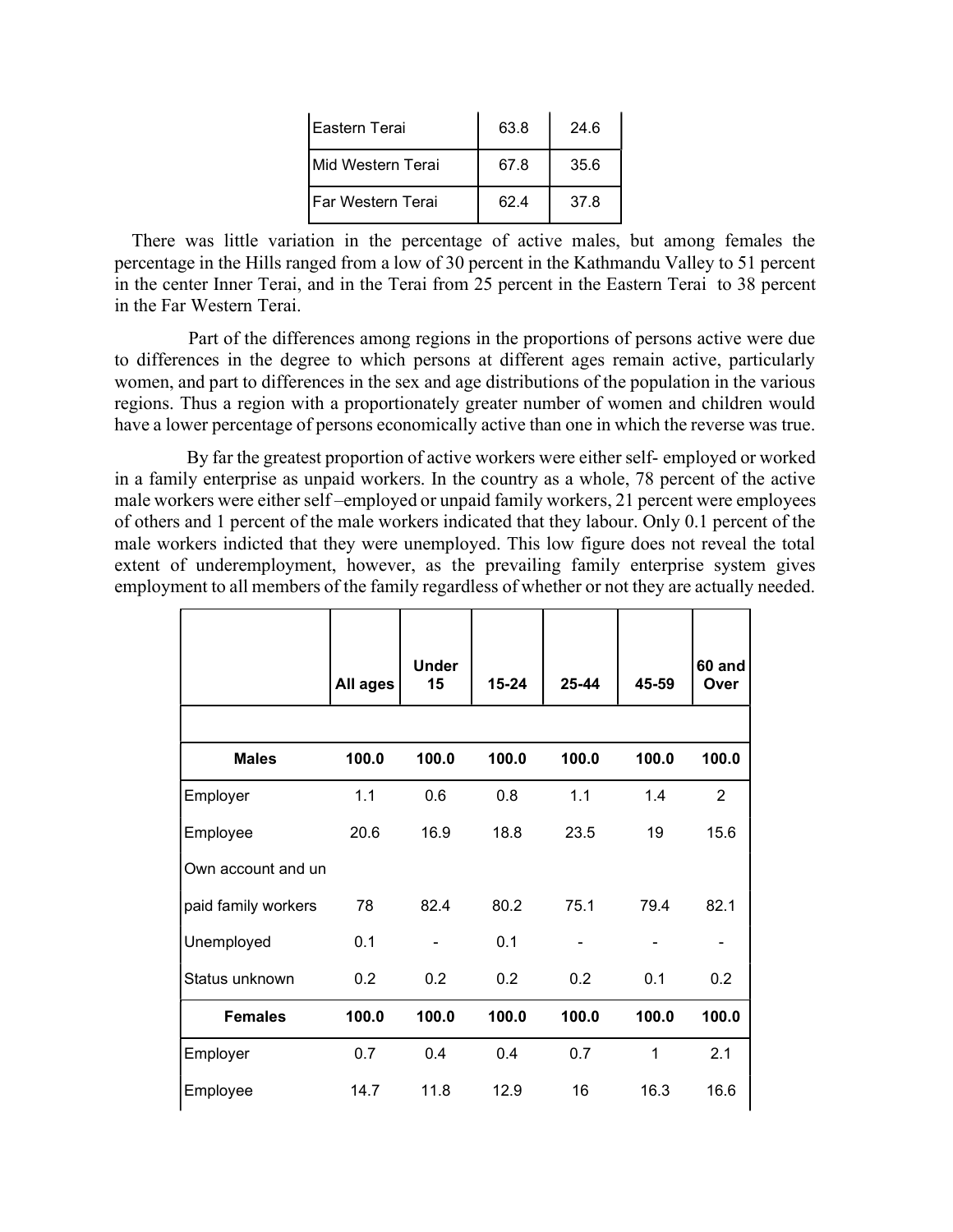| | | |
|---|---|---|
| Eastern Terai | 63.8 | 24.6 |
| Mid Western Terai | 67.8 | 35.6 |
| Far Western Terai | 62.4 | 37.8 |

There was little variation in the percentage of active males, but among females the percentage in the Hills ranged from a low of 30 percent in the Kathmandu Valley to 51 percent in the center Inner Terai, and in the Terai from 25 percent in the Eastern Terai to 38 percent in the Far Western Terai.

Part of the differences among regions in the proportions of persons active were due to differences in the degree to which persons at different ages remain active, particularly women, and part to differences in the sex and age distributions of the population in the various regions. Thus a region with a proportionately greater number of women and children would have a lower percentage of persons economically active than one in which the reverse was true.

By far the greatest proportion of active workers were either self- employed or worked in a family enterprise as unpaid workers. In the country as a whole, 78 percent of the active male workers were either self –employed or unpaid family workers, 21 percent were employees of others and 1 percent of the male workers indicated that they labour. Only 0.1 percent of the male workers indicted that they were unemployed. This low figure does not reveal the total extent of underemployment, however, as the prevailing family enterprise system gives employment to all members of the family regardless of whether or not they are actually needed.

| | All ages | Under 15 | 15-24 | 25-44 | 45-59 | 60 and Over |
|---|---|---|---|---|---|---|
| | | | | | | |
| **Males** | **100.0** | **100.0** | **100.0** | **100.0** | **100.0** | **100.0** |
| Employer | 1.1 | 0.6 | 0.8 | 1.1 | 1.4 | 2 |
| Employee | 20.6 | 16.9 | 18.8 | 23.5 | 19 | 15.6 |
| Own account and un paid family workers | 78 | 82.4 | 80.2 | 75.1 | 79.4 | 82.1 |
| Unemployed | 0.1 | - | 0.1 | - | - | - |
| Status unknown | 0.2 | 0.2 | 0.2 | 0.2 | 0.1 | 0.2 |
| **Females** | **100.0** | **100.0** | **100.0** | **100.0** | **100.0** | **100.0** |
| Employer | 0.7 | 0.4 | 0.4 | 0.7 | 1 | 2.1 |
| Employee | 14.7 | 11.8 | 12.9 | 16 | 16.3 | 16.6 |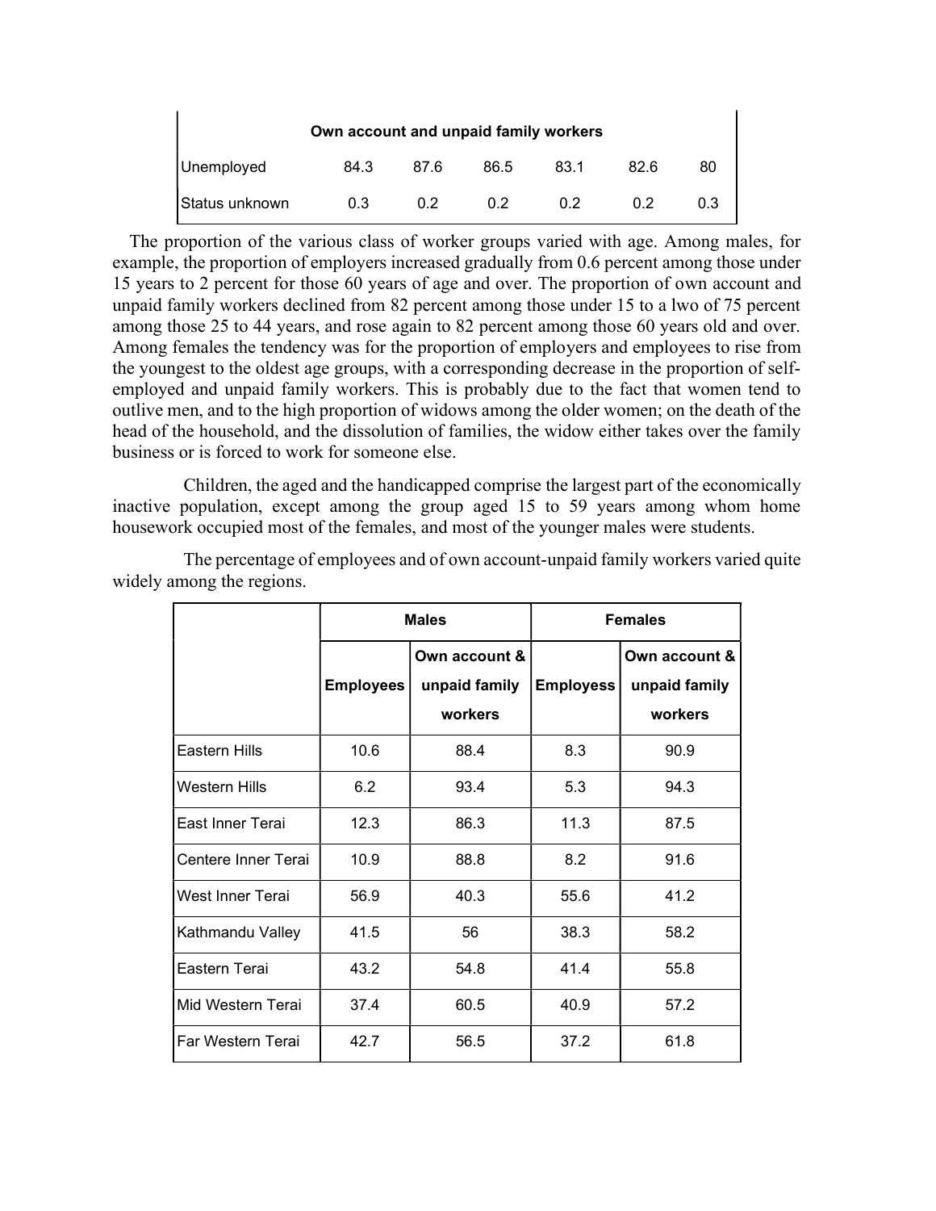| Own account and unpaid family workers | | | | | | |
|---|---|---|---|---|---|---|
| Unemployed | 84.3 | 87.6 | 86.5 | 83.1 | 82.6 | 80 |
| Status unknown | 0.3 | 0.2 | 0.2 | 0.2 | 0.2 | 0.3 |

The proportion of the various class of worker groups varied with age. Among males, for example, the proportion of employers increased gradually from 0.6 percent among those under 15 years to 2 percent for those 60 years of age and over. The proportion of own account and unpaid family workers declined from 82 percent among those under 15 to a lwo of 75 percent among those 25 to 44 years, and rose again to 82 percent among those 60 years old and over. Among females the tendency was for the proportion of employers and employees to rise from the youngest to the oldest age groups, with a corresponding decrease in the proportion of self-employed and unpaid family workers. This is probably due to the fact that women tend to outlive men, and to the high proportion of widows among the older women; on the death of the head of the household, and the dissolution of families, the widow either takes over the family business or is forced to work for someone else.

Children, the aged and the handicapped comprise the largest part of the economically inactive population, except among the group aged 15 to 59 years among whom home housework occupied most of the females, and most of the younger males were students.

The percentage of employees and of own account-unpaid family workers varied quite widely among the regions.

| | Males | | Females | |
|---|---|---|---|---|
| | Employees | Own account & unpaid family workers | Employess | Own account & unpaid family workers |
| Eastern Hills | 10.6 | 88.4 | 8.3 | 90.9 |
| Western Hills | 6.2 | 93.4 | 5.3 | 94.3 |
| East Inner Terai | 12.3 | 86.3 | 11.3 | 87.5 |
| Centere Inner Terai | 10.9 | 88.8 | 8.2 | 91.6 |
| West Inner Terai | 56.9 | 40.3 | 55.6 | 41.2 |
| Kathmandu Valley | 41.5 | 56 | 38.3 | 58.2 |
| Eastern Terai | 43.2 | 54.8 | 41.4 | 55.8 |
| Mid Western Terai | 37.4 | 60.5 | 40.9 | 57.2 |
| Far Western Terai | 42.7 | 56.5 | 37.2 | 61.8 |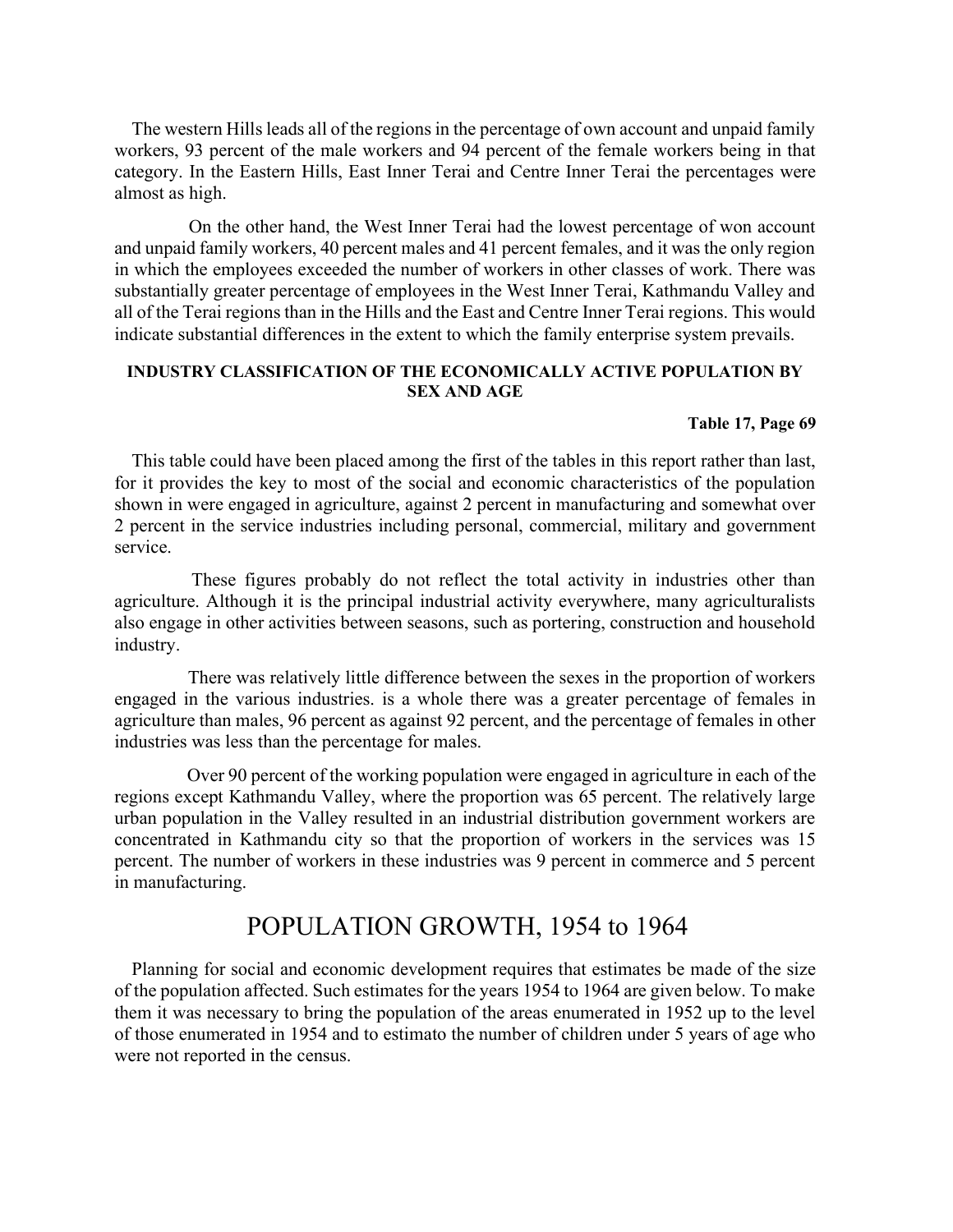The western Hills leads all of the regions in the percentage of own account and unpaid family workers, 93 percent of the male workers and 94 percent of the female workers being in that category. In the Eastern Hills, East Inner Terai and Centre Inner Terai the percentages were almost as high.

On the other hand, the West Inner Terai had the lowest percentage of won account and unpaid family workers, 40 percent males and 41 percent females, and it was the only region in which the employees exceeded the number of workers in other classes of work. There was substantially greater percentage of employees in the West Inner Terai, Kathmandu Valley and all of the Terai regions than in the Hills and the East and Centre Inner Terai regions. This would indicate substantial differences in the extent to which the family enterprise system prevails.

**INDUSTRY CLASSIFICATION OF THE ECONOMICALLY ACTIVE POPULATION BY SEX AND AGE**

**Table 17, Page 69**

This table could have been placed among the first of the tables in this report rather than last, for it provides the key to most of the social and economic characteristics of the population shown in were engaged in agriculture, against 2 percent in manufacturing and somewhat over 2 percent in the service industries including personal, commercial, military and government service.

These figures probably do not reflect the total activity in industries other than agriculture. Although it is the principal industrial activity everywhere, many agriculturalists also engage in other activities between seasons, such as portering, construction and household industry.

There was relatively little difference between the sexes in the proportion of workers engaged in the various industries. is a whole there was a greater percentage of females in agriculture than males, 96 percent as against 92 percent, and the percentage of females in other industries was less than the percentage for males.

Over 90 percent of the working population were engaged in agriculture in each of the regions except Kathmandu Valley, where the proportion was 65 percent. The relatively large urban population in the Valley resulted in an industrial distribution government workers are concentrated in Kathmandu city so that the proportion of workers in the services was 15 percent. The number of workers in these industries was 9 percent in commerce and 5 percent in manufacturing.

## POPULATION GROWTH, 1954 to 1964

Planning for social and economic development requires that estimates be made of the size of the population affected. Such estimates for the years 1954 to 1964 are given below. To make them it was necessary to bring the population of the areas enumerated in 1952 up to the level of those enumerated in 1954 and to estimato the number of children under 5 years of age who were not reported in the census.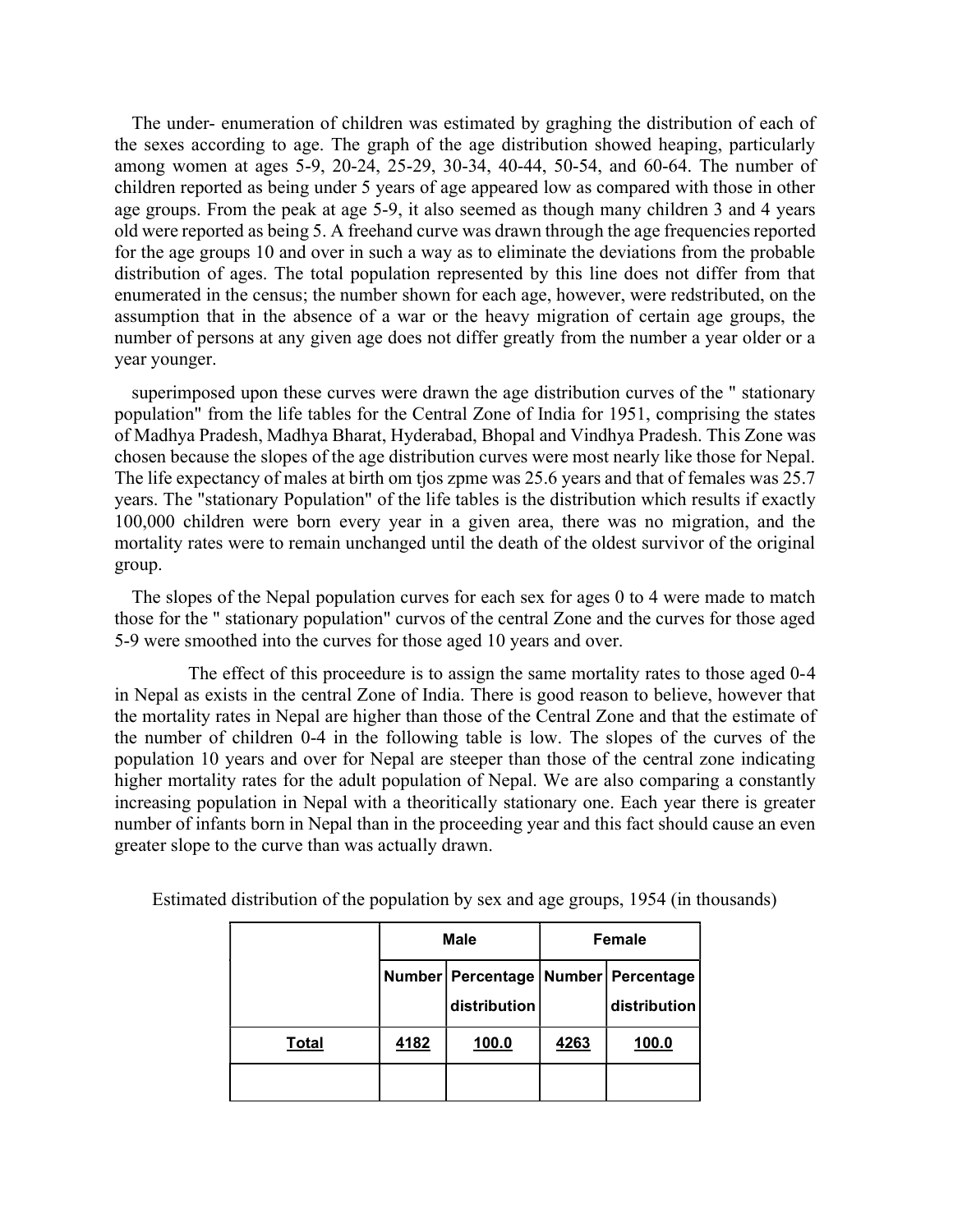The under- enumeration of children was estimated by graghing the distribution of each of the sexes according to age. The graph of the age distribution showed heaping, particularly among women at ages 5-9, 20-24, 25-29, 30-34, 40-44, 50-54, and 60-64. The number of children reported as being under 5 years of age appeared low as compared with those in other age groups. From the peak at age 5-9, it also seemed as though many children 3 and 4 years old were reported as being 5. A freehand curve was drawn through the age frequencies reported for the age groups 10 and over in such a way as to eliminate the deviations from the probable distribution of ages. The total population represented by this line does not differ from that enumerated in the census; the number shown for each age, however, were redstributed, on the assumption that in the absence of a war or the heavy migration of certain age groups, the number of persons at any given age does not differ greatly from the number a year older or a year younger.

superimposed upon these curves were drawn the age distribution curves of the " stationary population" from the life tables for the Central Zone of India for 1951, comprising the states of Madhya Pradesh, Madhya Bharat, Hyderabad, Bhopal and Vindhya Pradesh. This Zone was chosen because the slopes of the age distribution curves were most nearly like those for Nepal. The life expectancy of males at birth om tjos zpme was 25.6 years and that of females was 25.7 years. The "stationary Population" of the life tables is the distribution which results if exactly 100,000 children were born every year in a given area, there was no migration, and the mortality rates were to remain unchanged until the death of the oldest survivor of the original group.

The slopes of the Nepal population curves for each sex for ages 0 to 4 were made to match those for the " stationary population" curvos of the central Zone and the curves for those aged 5-9 were smoothed into the curves for those aged 10 years and over.

The effect of this proceedure is to assign the same mortality rates to those aged 0-4 in Nepal as exists in the central Zone of India. There is good reason to believe, however that the mortality rates in Nepal are higher than those of the Central Zone and that the estimate of the number of children 0-4 in the following table is low. The slopes of the curves of the population 10 years and over for Nepal are steeper than those of the central zone indicating higher mortality rates for the adult population of Nepal. We are also comparing a constantly increasing population in Nepal with a theoritically stationary one. Each year there is greater number of infants born in Nepal than in the proceeding year and this fact should cause an even greater slope to the curve than was actually drawn.

Estimated distribution of the population by sex and age groups, 1954 (in thousands)

| | Male | | Female | |
|---|---|---|---|---|
| | Number | Percentage distribution | Number | Percentage distribution |
| **Total** | **4182** | **100.0** | **4263** | **100.0** |
| | | | | |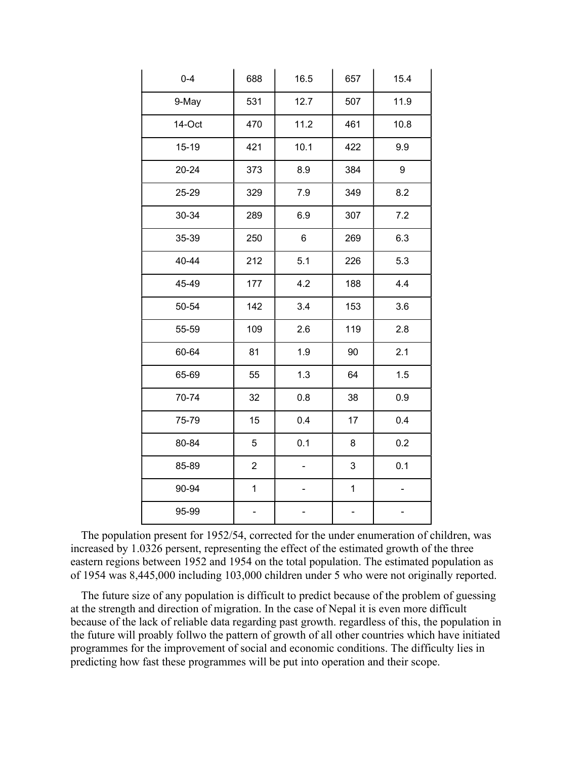| 0-4 | 688 | 16.5 | 657 | 15.4 |
|---|---|---|---|---|
| 9-May | 531 | 12.7 | 507 | 11.9 |
| 14-Oct | 470 | 11.2 | 461 | 10.8 |
| 15-19 | 421 | 10.1 | 422 | 9.9 |
| 20-24 | 373 | 8.9 | 384 | 9 |
| 25-29 | 329 | 7.9 | 349 | 8.2 |
| 30-34 | 289 | 6.9 | 307 | 7.2 |
| 35-39 | 250 | 6 | 269 | 6.3 |
| 40-44 | 212 | 5.1 | 226 | 5.3 |
| 45-49 | 177 | 4.2 | 188 | 4.4 |
| 50-54 | 142 | 3.4 | 153 | 3.6 |
| 55-59 | 109 | 2.6 | 119 | 2.8 |
| 60-64 | 81 | 1.9 | 90 | 2.1 |
| 65-69 | 55 | 1.3 | 64 | 1.5 |
| 70-74 | 32 | 0.8 | 38 | 0.9 |
| 75-79 | 15 | 0.4 | 17 | 0.4 |
| 80-84 | 5 | 0.1 | 8 | 0.2 |
| 85-89 | 2 | - | 3 | 0.1 |
| 90-94 | 1 | - | 1 | - |
| 95-99 | - | - | - | - |

The population present for 1952/54, corrected for the under enumeration of children, was increased by 1.0326 persent, representing the effect of the estimated growth of the three eastern regions between 1952 and 1954 on the total population. The estimated population as of 1954 was 8,445,000 including 103,000 children under 5 who were not originally reported.

The future size of any population is difficult to predict because of the problem of guessing at the strength and direction of migration. In the case of Nepal it is even more difficult because of the lack of reliable data regarding past growth. regardless of this, the population in the future will proably follwo the pattern of growth of all other countries which have initiated programmes for the improvement of social and economic conditions. The difficulty lies in predicting how fast these programmes will be put into operation and their scope.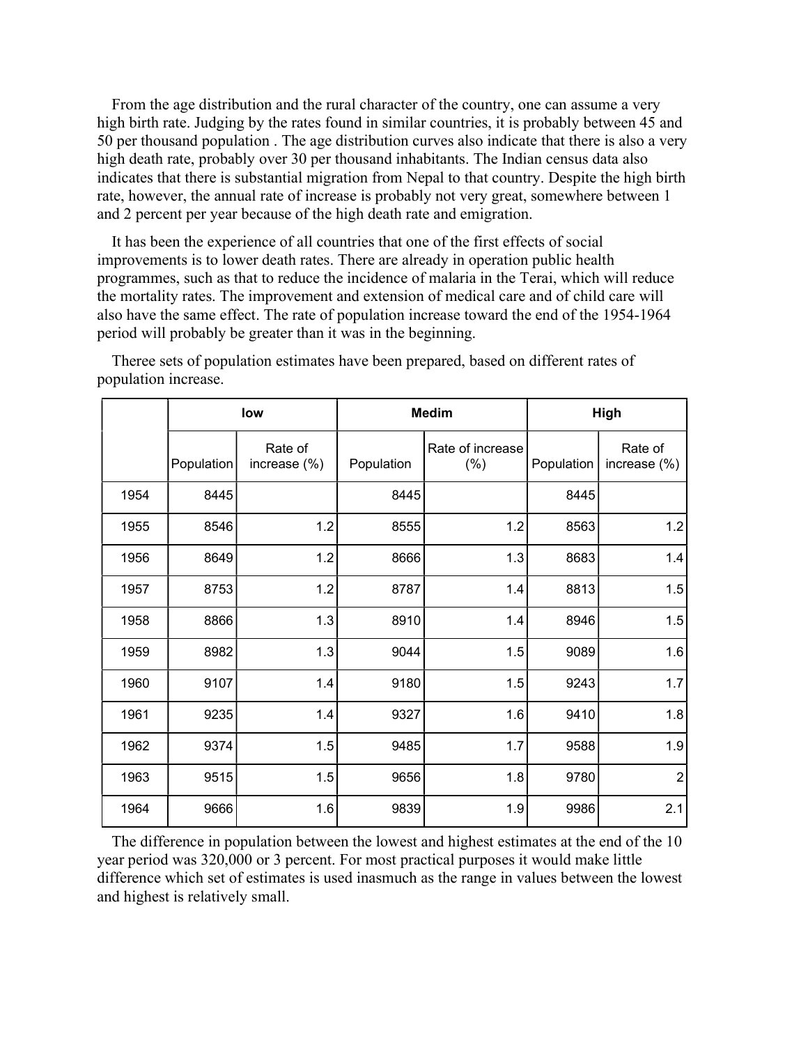From the age distribution and the rural character of the country, one can assume a very high birth rate. Judging by the rates found in similar countries, it is probably between 45 and 50 per thousand population . The age distribution curves also indicate that there is also a very high death rate, probably over 30 per thousand inhabitants. The Indian census data also indicates that there is substantial migration from Nepal to that country. Despite the high birth rate, however, the annual rate of increase is probably not very great, somewhere between 1 and 2 percent per year because of the high death rate and emigration.

It has been the experience of all countries that one of the first effects of social improvements is to lower death rates. There are already in operation public health programmes, such as that to reduce the incidence of malaria in the Terai, which will reduce the mortality rates. The improvement and extension of medical care and of child care will also have the same effect. The rate of population increase toward the end of the 1954-1964 period will probably be greater than it was in the beginning.

Theree sets of population estimates have been prepared, based on different rates of population increase.

| | low | | Medim | | High | |
|---|---|---|---|---|---|---|
| | Population | Rate of increase (%) | Population | Rate of increase (%) | Population | Rate of increase (%) |
| 1954 | 8445 | | 8445 | | 8445 | |
| 1955 | 8546 | 1.2 | 8555 | 1.2 | 8563 | 1.2 |
| 1956 | 8649 | 1.2 | 8666 | 1.3 | 8683 | 1.4 |
| 1957 | 8753 | 1.2 | 8787 | 1.4 | 8813 | 1.5 |
| 1958 | 8866 | 1.3 | 8910 | 1.4 | 8946 | 1.5 |
| 1959 | 8982 | 1.3 | 9044 | 1.5 | 9089 | 1.6 |
| 1960 | 9107 | 1.4 | 9180 | 1.5 | 9243 | 1.7 |
| 1961 | 9235 | 1.4 | 9327 | 1.6 | 9410 | 1.8 |
| 1962 | 9374 | 1.5 | 9485 | 1.7 | 9588 | 1.9 |
| 1963 | 9515 | 1.5 | 9656 | 1.8 | 9780 | 2 |
| 1964 | 9666 | 1.6 | 9839 | 1.9 | 9986 | 2.1 |

The difference in population between the lowest and highest estimates at the end of the 10 year period was 320,000 or 3 percent. For most practical purposes it would make little difference which set of estimates is used inasmuch as the range in values between the lowest and highest is relatively small.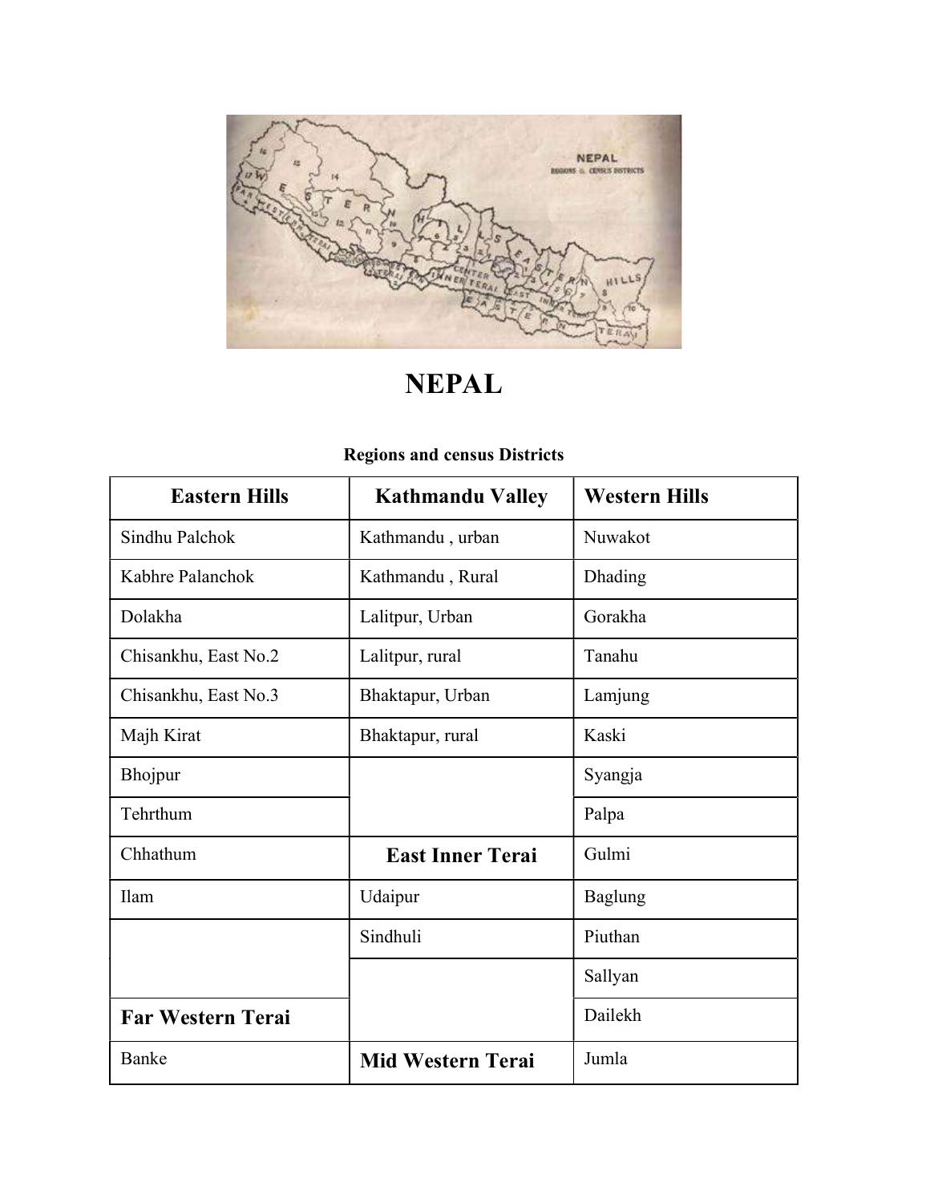# NEPAL

**Regions and census Districts**

| Eastern Hills | Kathmandu Valley | Western Hills |
|---|---|---|
| Sindhu Palchok | Kathmandu , urban | Nuwakot |
| Kabhre Palanchok | Kathmandu , Rural | Dhading |
| Dolakha | Lalitpur, Urban | Gorakha |
| Chisankhu, East No.2 | Lalitpur, rural | Tanahu |
| Chisankhu, East No.3 | Bhaktapur, Urban | Lamjung |
| Majh Kirat | Bhaktapur, rural | Kaski |
| Bhojpur | | Syangja |
| Tehrthum | | Palpa |
| Chhathum | **East Inner Terai** | Gulmi |
| Ilam | Udaipur | Baglung |
| | Sindhuli | Piuthan |
| | | Sallyan |
| **Far Western Terai** | | Dailekh |
| Banke | **Mid Western Terai** | Jumla |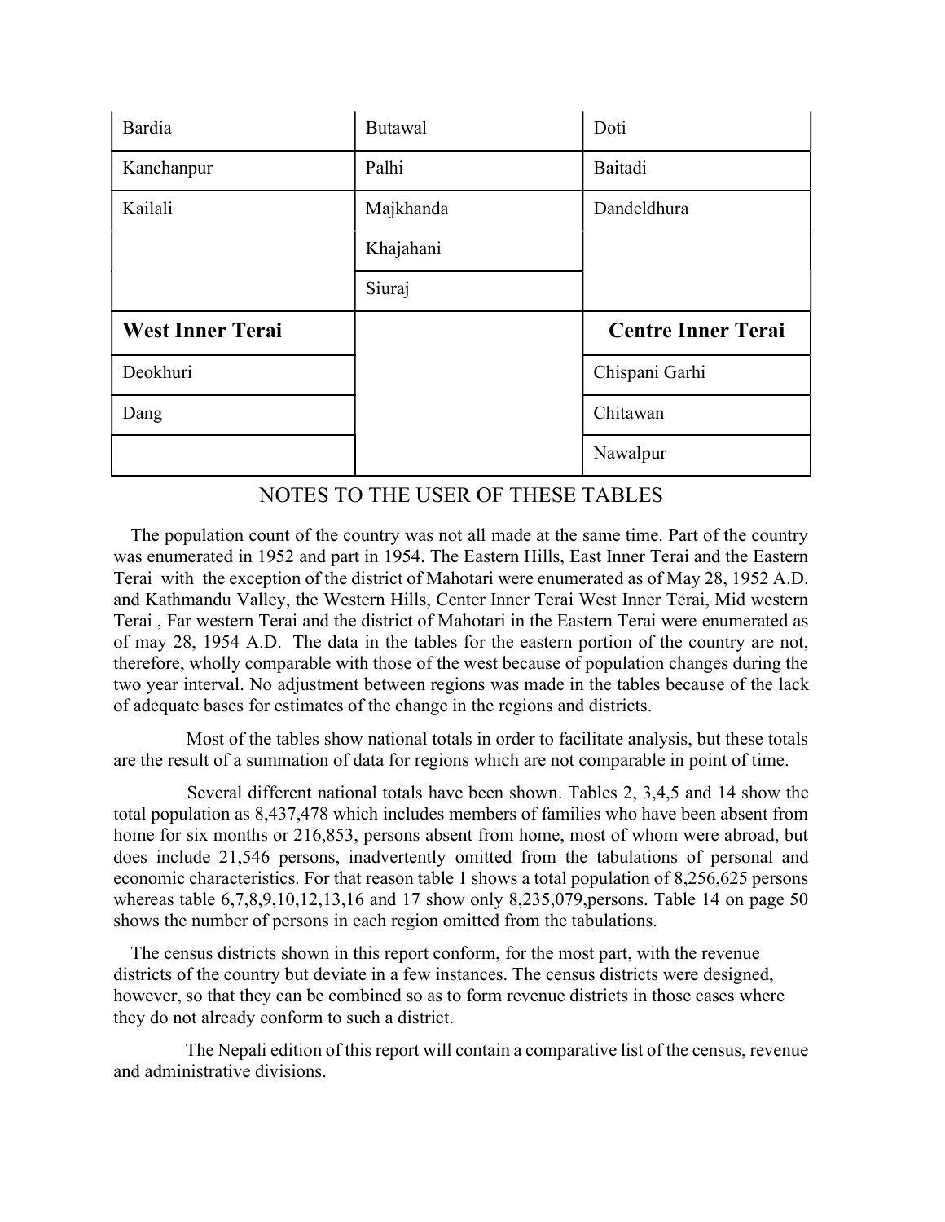| Bardia | Butawal | Doti |
|---|---|---|
| Kanchanpur | Palhi | Baitadi |
| Kailali | Majkhanda | Dandeldhura |
| | Khajahani | |
| | Siuraj | |
| **West Inner Terai** | | **Centre Inner Terai** |
| Deokhuri | | Chispani Garhi |
| Dang | | Chitawan |
| | | Nawalpur |

## NOTES TO THE USER OF THESE TABLES

The population count of the country was not all made at the same time. Part of the country was enumerated in 1952 and part in 1954. The Eastern Hills, East Inner Terai and the Eastern Terai with the exception of the district of Mahotari were enumerated as of May 28, 1952 A.D. and Kathmandu Valley, the Western Hills, Center Inner Terai West Inner Terai, Mid western Terai , Far western Terai and the district of Mahotari in the Eastern Terai were enumerated as of may 28, 1954 A.D. The data in the tables for the eastern portion of the country are not, therefore, wholly comparable with those of the west because of population changes during the two year interval. No adjustment between regions was made in the tables because of the lack of adequate bases for estimates of the change in the regions and districts.

Most of the tables show national totals in order to facilitate analysis, but these totals are the result of a summation of data for regions which are not comparable in point of time.

Several different national totals have been shown. Tables 2, 3,4,5 and 14 show the total population as 8,437,478 which includes members of families who have been absent from home for six months or 216,853, persons absent from home, most of whom were abroad, but does include 21,546 persons, inadvertently omitted from the tabulations of personal and economic characteristics. For that reason table 1 shows a total population of 8,256,625 persons whereas table 6,7,8,9,10,12,13,16 and 17 show only 8,235,079,persons. Table 14 on page 50 shows the number of persons in each region omitted from the tabulations.

The census districts shown in this report conform, for the most part, with the revenue districts of the country but deviate in a few instances. The census districts were designed, however, so that they can be combined so as to form revenue districts in those cases where they do not already conform to such a district.

The Nepali edition of this report will contain a comparative list of the census, revenue and administrative divisions.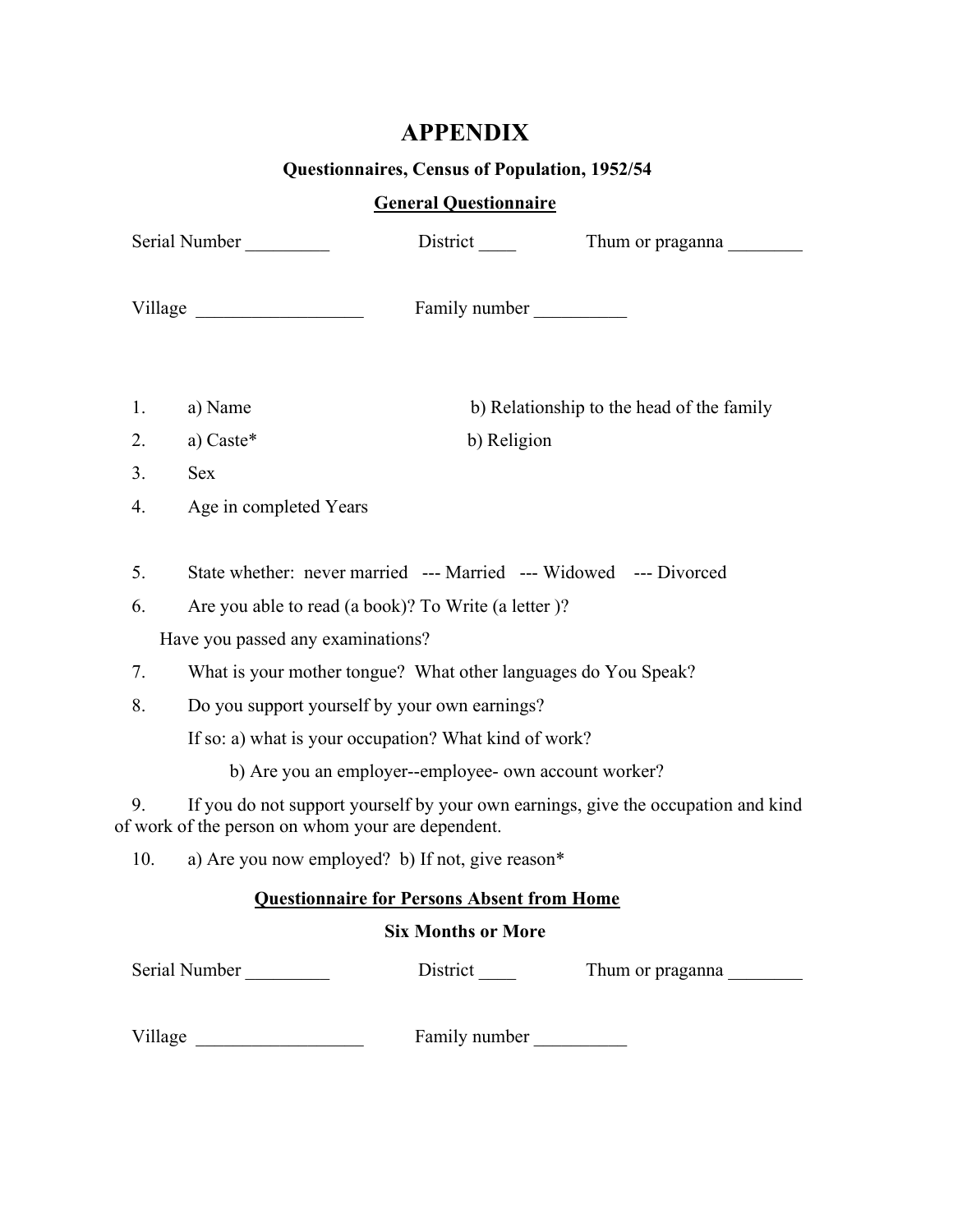# APPENDIX

**Questionnaires, Census of Population, 1952/54**

**General Questionnaire**

Serial Number _________ District ____ Thum or praganna ________

Village __________________ Family number __________

1. a) Name b) Relationship to the head of the family
2. a) Caste* b) Religion
3. Sex
4. Age in completed Years
5. State whether: never married --- Married --- Widowed --- Divorced
6. Are you able to read (a book)? To Write (a letter )?

   Have you passed any examinations?
7. What is your mother tongue? What other languages do You Speak?
8. Do you support yourself by your own earnings?

   If so: a) what is your occupation? What kind of work?

   b) Are you an employer--employee- own account worker?
9. If you do not support yourself by your own earnings, give the occupation and kind of work of the person on whom your are dependent.
10. a) Are you now employed? b) If not, give reason*

**Questionnaire for Persons Absent from Home**

**Six Months or More**

Serial Number _________ District ____ Thum or praganna ________

Village __________________ Family number __________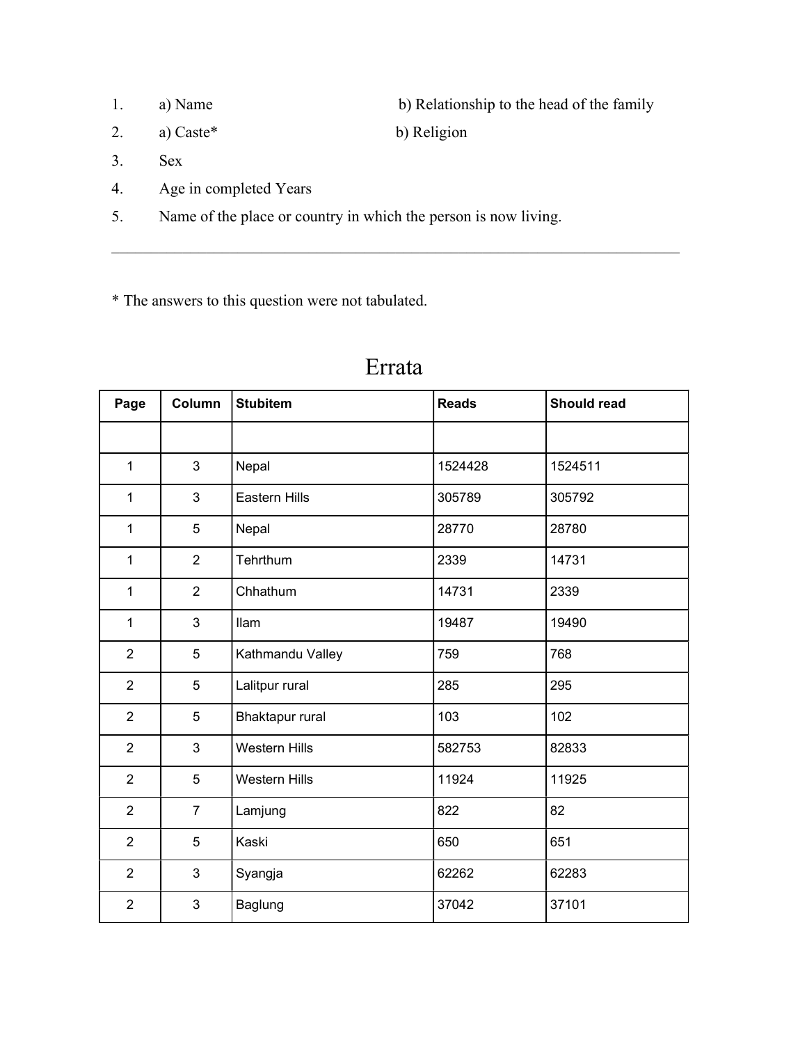1. a) Name b) Relationship to the head of the family
2. a) Caste* b) Religion
3. Sex
4. Age in completed Years
5. Name of the place or country in which the person is now living.

---

* The answers to this question were not tabulated.

# Errata

| Page | Column | Stubitem | Reads | Should read |
|---|---|---|---|---|
| | | | | |
| 1 | 3 | Nepal | 1524428 | 1524511 |
| 1 | 3 | Eastern Hills | 305789 | 305792 |
| 1 | 5 | Nepal | 28770 | 28780 |
| 1 | 2 | Tehrthum | 2339 | 14731 |
| 1 | 2 | Chhathum | 14731 | 2339 |
| 1 | 3 | Ilam | 19487 | 19490 |
| 2 | 5 | Kathmandu Valley | 759 | 768 |
| 2 | 5 | Lalitpur rural | 285 | 295 |
| 2 | 5 | Bhaktapur rural | 103 | 102 |
| 2 | 3 | Western Hills | 582753 | 82833 |
| 2 | 5 | Western Hills | 11924 | 11925 |
| 2 | 7 | Lamjung | 822 | 82 |
| 2 | 5 | Kaski | 650 | 651 |
| 2 | 3 | Syangja | 62262 | 62283 |
| 2 | 3 | Baglung | 37042 | 37101 |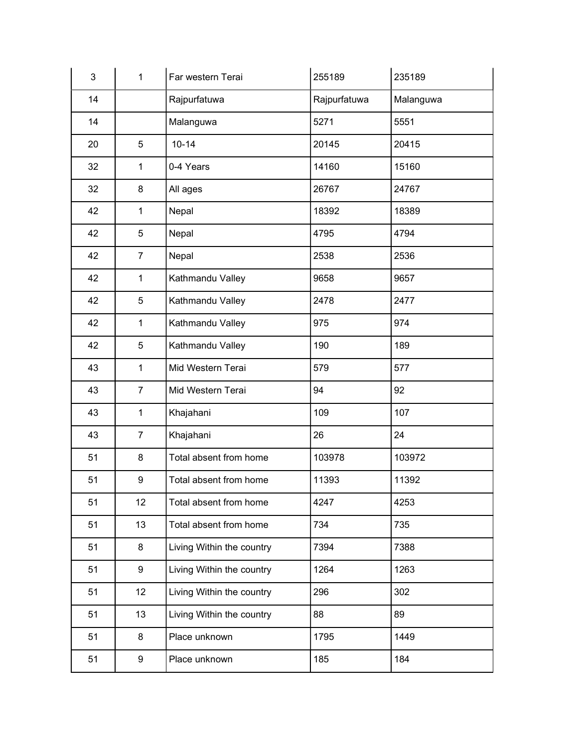| 3 | 1 | Far western Terai | 255189 | 235189 |
|---|---|---|---|---|
| 14 | | Rajpurfatuwa | Rajpurfatuwa | Malanguwa |
| 14 | | Malanguwa | 5271 | 5551 |
| 20 | 5 | 10-14 | 20145 | 20415 |
| 32 | 1 | 0-4 Years | 14160 | 15160 |
| 32 | 8 | All ages | 26767 | 24767 |
| 42 | 1 | Nepal | 18392 | 18389 |
| 42 | 5 | Nepal | 4795 | 4794 |
| 42 | 7 | Nepal | 2538 | 2536 |
| 42 | 1 | Kathmandu Valley | 9658 | 9657 |
| 42 | 5 | Kathmandu Valley | 2478 | 2477 |
| 42 | 1 | Kathmandu Valley | 975 | 974 |
| 42 | 5 | Kathmandu Valley | 190 | 189 |
| 43 | 1 | Mid Western Terai | 579 | 577 |
| 43 | 7 | Mid Western Terai | 94 | 92 |
| 43 | 1 | Khajahani | 109 | 107 |
| 43 | 7 | Khajahani | 26 | 24 |
| 51 | 8 | Total absent from home | 103978 | 103972 |
| 51 | 9 | Total absent from home | 11393 | 11392 |
| 51 | 12 | Total absent from home | 4247 | 4253 |
| 51 | 13 | Total absent from home | 734 | 735 |
| 51 | 8 | Living Within the country | 7394 | 7388 |
| 51 | 9 | Living Within the country | 1264 | 1263 |
| 51 | 12 | Living Within the country | 296 | 302 |
| 51 | 13 | Living Within the country | 88 | 89 |
| 51 | 8 | Place unknown | 1795 | 1449 |
| 51 | 9 | Place unknown | 185 | 184 |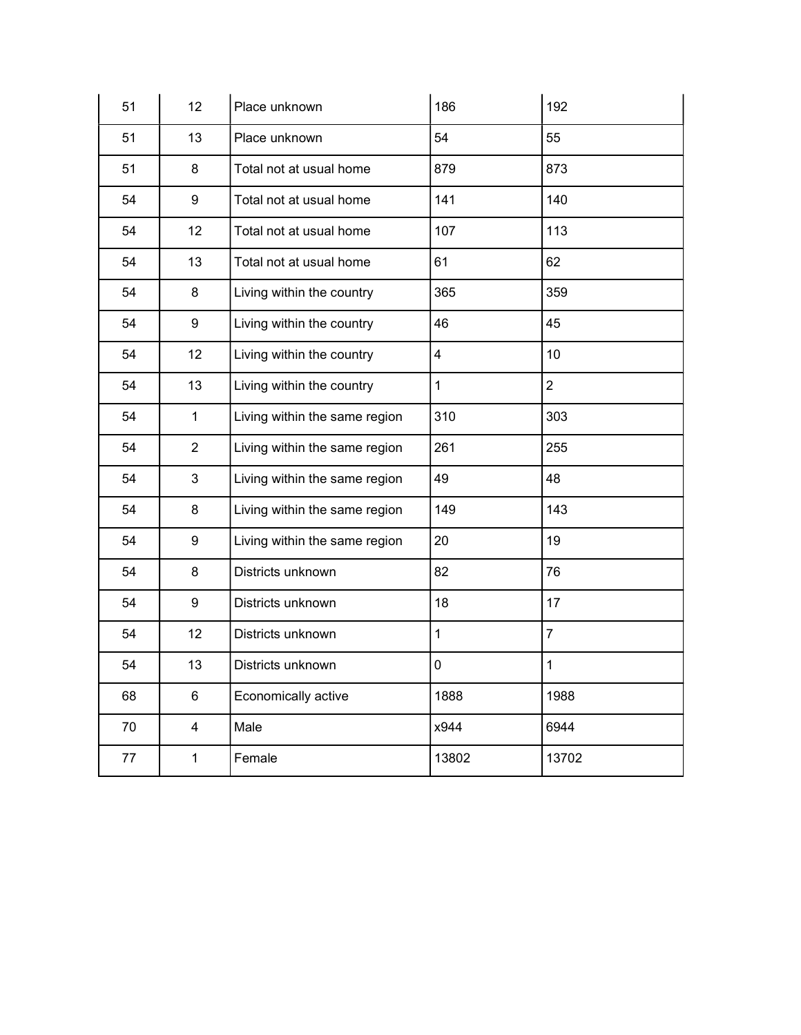| | | | | |
|---|---|---|---|---|
| 51 | 12 | Place unknown | 186 | 192 |
| 51 | 13 | Place unknown | 54 | 55 |
| 51 | 8 | Total not at usual home | 879 | 873 |
| 54 | 9 | Total not at usual home | 141 | 140 |
| 54 | 12 | Total not at usual home | 107 | 113 |
| 54 | 13 | Total not at usual home | 61 | 62 |
| 54 | 8 | Living within the country | 365 | 359 |
| 54 | 9 | Living within the country | 46 | 45 |
| 54 | 12 | Living within the country | 4 | 10 |
| 54 | 13 | Living within the country | 1 | 2 |
| 54 | 1 | Living within the same region | 310 | 303 |
| 54 | 2 | Living within the same region | 261 | 255 |
| 54 | 3 | Living within the same region | 49 | 48 |
| 54 | 8 | Living within the same region | 149 | 143 |
| 54 | 9 | Living within the same region | 20 | 19 |
| 54 | 8 | Districts unknown | 82 | 76 |
| 54 | 9 | Districts unknown | 18 | 17 |
| 54 | 12 | Districts unknown | 1 | 7 |
| 54 | 13 | Districts unknown | 0 | 1 |
| 68 | 6 | Economically active | 1888 | 1988 |
| 70 | 4 | Male | x944 | 6944 |
| 77 | 1 | Female | 13802 | 13702 |